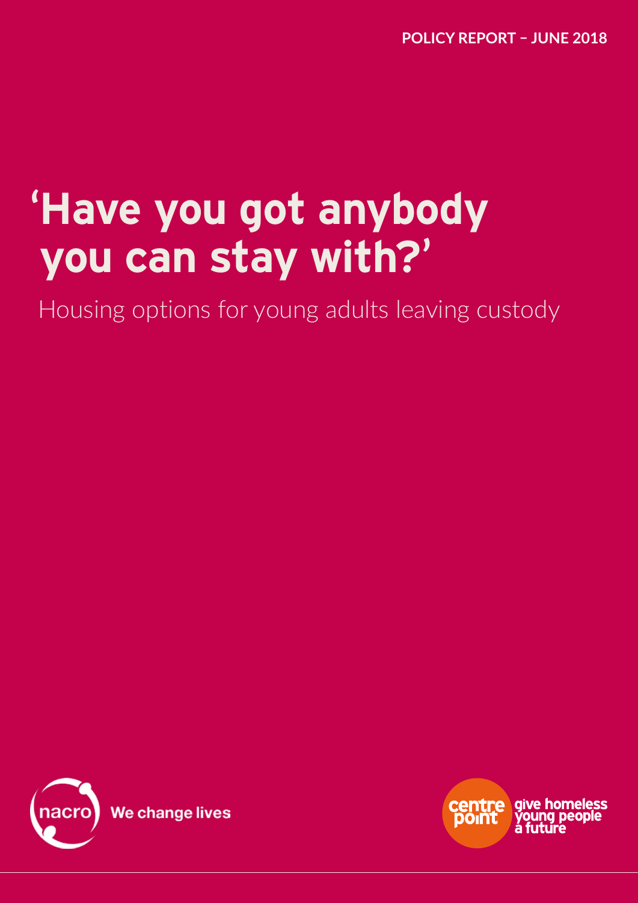POLICY REPORT – JUNE 2018

# 'Have you got anybody you can stay with?'

Housing options for young adults leaving custody

nacro We change lives

centre point give homeless young people a future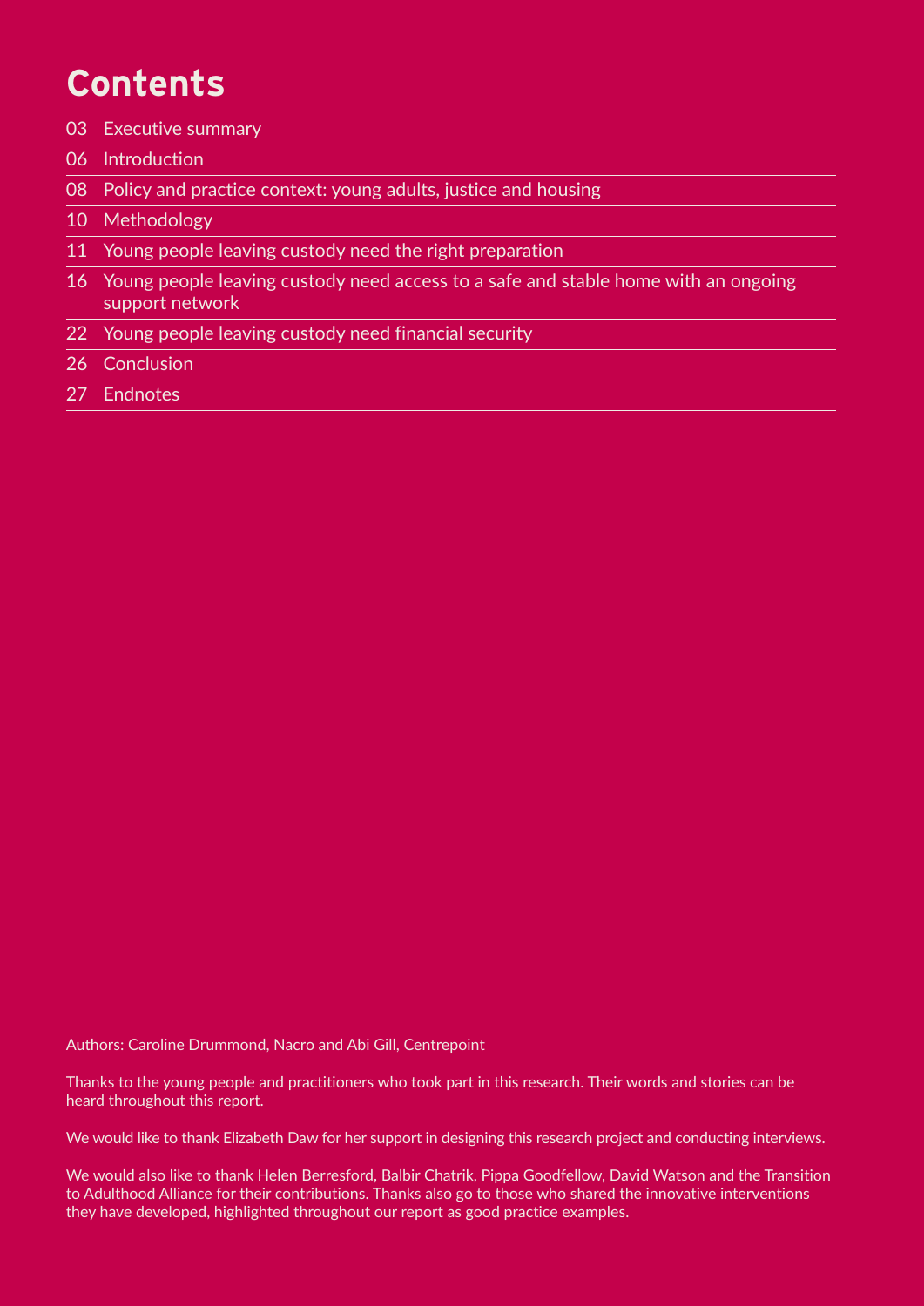# Contents

| | |
|---|---|
| 03 | Executive summary |
| 06 | Introduction |
| 08 | Policy and practice context: young adults, justice and housing |
| 10 | Methodology |
| 11 | Young people leaving custody need the right preparation |
| 16 | Young people leaving custody need access to a safe and stable home with an ongoing support network |
| 22 | Young people leaving custody need financial security |
| 26 | Conclusion |
| 27 | Endnotes |

Authors: Caroline Drummond, Nacro and Abi Gill, Centrepoint

Thanks to the young people and practitioners who took part in this research. Their words and stories can be heard throughout this report.

We would like to thank Elizabeth Daw for her support in designing this research project and conducting interviews.

We would also like to thank Helen Berresford, Balbir Chatrik, Pippa Goodfellow, David Watson and the Transition to Adulthood Alliance for their contributions. Thanks also go to those who shared the innovative interventions they have developed, highlighted throughout our report as good practice examples.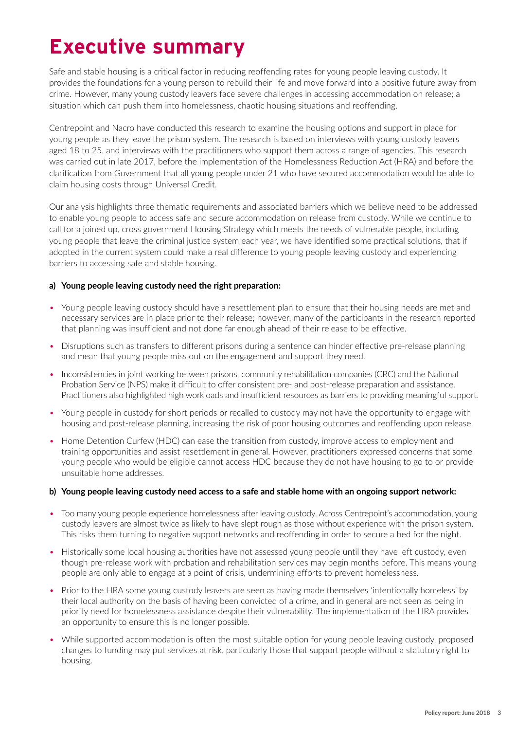# Executive summary

Safe and stable housing is a critical factor in reducing reoffending rates for young people leaving custody. It provides the foundations for a young person to rebuild their life and move forward into a positive future away from crime. However, many young custody leavers face severe challenges in accessing accommodation on release; a situation which can push them into homelessness, chaotic housing situations and reoffending.

Centrepoint and Nacro have conducted this research to examine the housing options and support in place for young people as they leave the prison system. The research is based on interviews with young custody leavers aged 18 to 25, and interviews with the practitioners who support them across a range of agencies. This research was carried out in late 2017, before the implementation of the Homelessness Reduction Act (HRA) and before the clarification from Government that all young people under 21 who have secured accommodation would be able to claim housing costs through Universal Credit.

Our analysis highlights three thematic requirements and associated barriers which we believe need to be addressed to enable young people to access safe and secure accommodation on release from custody. While we continue to call for a joined up, cross government Housing Strategy which meets the needs of vulnerable people, including young people that leave the criminal justice system each year, we have identified some practical solutions, that if adopted in the current system could make a real difference to young people leaving custody and experiencing barriers to accessing safe and stable housing.

**a) Young people leaving custody need the right preparation:**

- Young people leaving custody should have a resettlement plan to ensure that their housing needs are met and necessary services are in place prior to their release; however, many of the participants in the research reported that planning was insufficient and not done far enough ahead of their release to be effective.
- Disruptions such as transfers to different prisons during a sentence can hinder effective pre-release planning and mean that young people miss out on the engagement and support they need.
- Inconsistencies in joint working between prisons, community rehabilitation companies (CRC) and the National Probation Service (NPS) make it difficult to offer consistent pre- and post-release preparation and assistance. Practitioners also highlighted high workloads and insufficient resources as barriers to providing meaningful support.
- Young people in custody for short periods or recalled to custody may not have the opportunity to engage with housing and post-release planning, increasing the risk of poor housing outcomes and reoffending upon release.
- Home Detention Curfew (HDC) can ease the transition from custody, improve access to employment and training opportunities and assist resettlement in general. However, practitioners expressed concerns that some young people who would be eligible cannot access HDC because they do not have housing to go to or provide unsuitable home addresses.

**b) Young people leaving custody need access to a safe and stable home with an ongoing support network:**

- Too many young people experience homelessness after leaving custody. Across Centrepoint's accommodation, young custody leavers are almost twice as likely to have slept rough as those without experience with the prison system. This risks them turning to negative support networks and reoffending in order to secure a bed for the night.
- Historically some local housing authorities have not assessed young people until they have left custody, even though pre-release work with probation and rehabilitation services may begin months before. This means young people are only able to engage at a point of crisis, undermining efforts to prevent homelessness.
- Prior to the HRA some young custody leavers are seen as having made themselves 'intentionally homeless' by their local authority on the basis of having been convicted of a crime, and in general are not seen as being in priority need for homelessness assistance despite their vulnerability. The implementation of the HRA provides an opportunity to ensure this is no longer possible.
- While supported accommodation is often the most suitable option for young people leaving custody, proposed changes to funding may put services at risk, particularly those that support people without a statutory right to housing.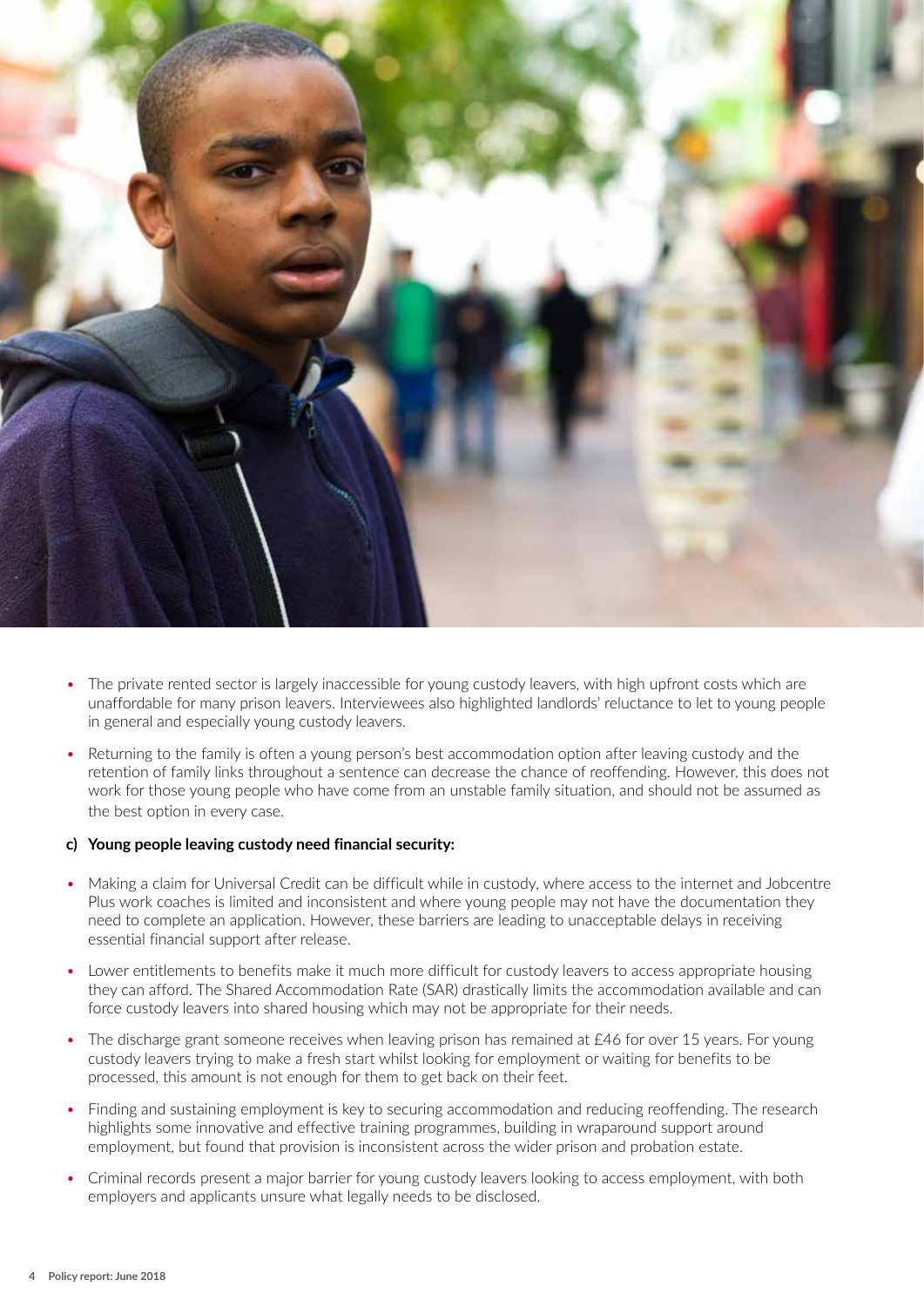- The private rented sector is largely inaccessible for young custody leavers, with high upfront costs which are unaffordable for many prison leavers. Interviewees also highlighted landlords' reluctance to let to young people in general and especially young custody leavers.
- Returning to the family is often a young person's best accommodation option after leaving custody and the retention of family links throughout a sentence can decrease the chance of reoffending. However, this does not work for those young people who have come from an unstable family situation, and should not be assumed as the best option in every case.

**c) Young people leaving custody need financial security:**

- Making a claim for Universal Credit can be difficult while in custody, where access to the internet and Jobcentre Plus work coaches is limited and inconsistent and where young people may not have the documentation they need to complete an application. However, these barriers are leading to unacceptable delays in receiving essential financial support after release.
- Lower entitlements to benefits make it much more difficult for custody leavers to access appropriate housing they can afford. The Shared Accommodation Rate (SAR) drastically limits the accommodation available and can force custody leavers into shared housing which may not be appropriate for their needs.
- The discharge grant someone receives when leaving prison has remained at £46 for over 15 years. For young custody leavers trying to make a fresh start whilst looking for employment or waiting for benefits to be processed, this amount is not enough for them to get back on their feet.
- Finding and sustaining employment is key to securing accommodation and reducing reoffending. The research highlights some innovative and effective training programmes, building in wraparound support around employment, but found that provision is inconsistent across the wider prison and probation estate.
- Criminal records present a major barrier for young custody leavers looking to access employment, with both employers and applicants unsure what legally needs to be disclosed.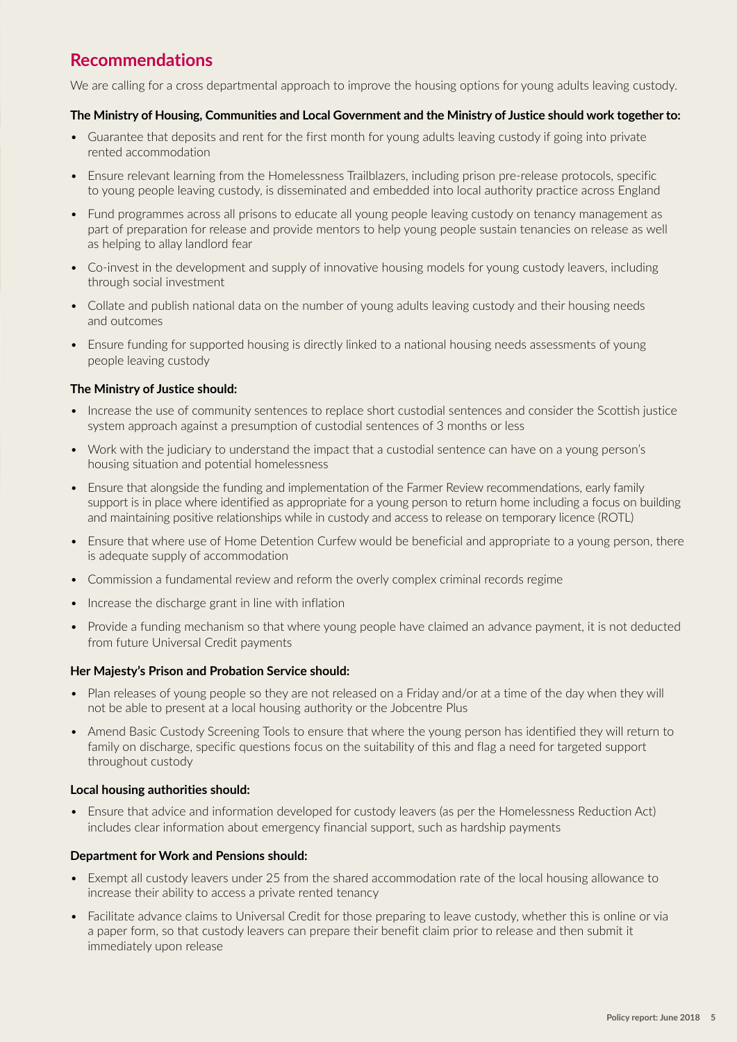## Recommendations

We are calling for a cross departmental approach to improve the housing options for young adults leaving custody.

**The Ministry of Housing, Communities and Local Government and the Ministry of Justice should work together to:**

- Guarantee that deposits and rent for the first month for young adults leaving custody if going into private rented accommodation
- Ensure relevant learning from the Homelessness Trailblazers, including prison pre-release protocols, specific to young people leaving custody, is disseminated and embedded into local authority practice across England
- Fund programmes across all prisons to educate all young people leaving custody on tenancy management as part of preparation for release and provide mentors to help young people sustain tenancies on release as well as helping to allay landlord fear
- Co-invest in the development and supply of innovative housing models for young custody leavers, including through social investment
- Collate and publish national data on the number of young adults leaving custody and their housing needs and outcomes
- Ensure funding for supported housing is directly linked to a national housing needs assessments of young people leaving custody

**The Ministry of Justice should:**

- Increase the use of community sentences to replace short custodial sentences and consider the Scottish justice system approach against a presumption of custodial sentences of 3 months or less
- Work with the judiciary to understand the impact that a custodial sentence can have on a young person's housing situation and potential homelessness
- Ensure that alongside the funding and implementation of the Farmer Review recommendations, early family support is in place where identified as appropriate for a young person to return home including a focus on building and maintaining positive relationships while in custody and access to release on temporary licence (ROTL)
- Ensure that where use of Home Detention Curfew would be beneficial and appropriate to a young person, there is adequate supply of accommodation
- Commission a fundamental review and reform the overly complex criminal records regime
- Increase the discharge grant in line with inflation
- Provide a funding mechanism so that where young people have claimed an advance payment, it is not deducted from future Universal Credit payments

**Her Majesty's Prison and Probation Service should:**

- Plan releases of young people so they are not released on a Friday and/or at a time of the day when they will not be able to present at a local housing authority or the Jobcentre Plus
- Amend Basic Custody Screening Tools to ensure that where the young person has identified they will return to family on discharge, specific questions focus on the suitability of this and flag a need for targeted support throughout custody

**Local housing authorities should:**

- Ensure that advice and information developed for custody leavers (as per the Homelessness Reduction Act) includes clear information about emergency financial support, such as hardship payments

**Department for Work and Pensions should:**

- Exempt all custody leavers under 25 from the shared accommodation rate of the local housing allowance to increase their ability to access a private rented tenancy
- Facilitate advance claims to Universal Credit for those preparing to leave custody, whether this is online or via a paper form, so that custody leavers can prepare their benefit claim prior to release and then submit it immediately upon release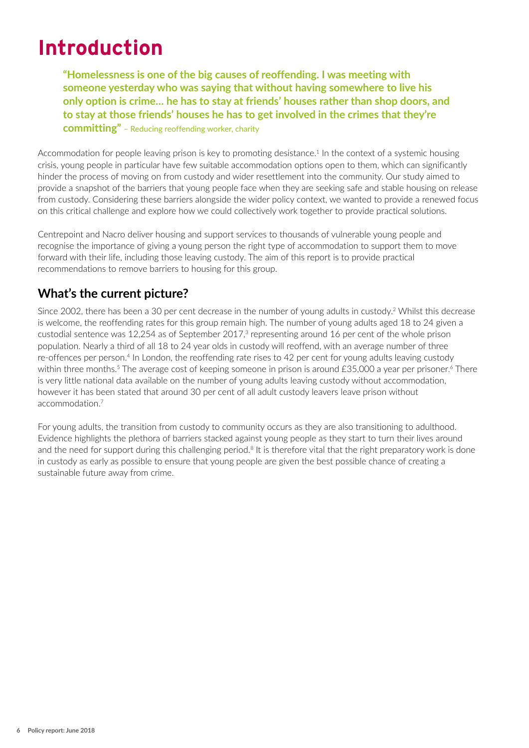# Introduction

> **"Homelessness is one of the big causes of reoffending. I was meeting with someone yesterday who was saying that without having somewhere to live his only option is crime… he has to stay at friends' houses rather than shop doors, and to stay at those friends' houses he has to get involved in the crimes that they're committing"** – Reducing reoffending worker, charity

Accommodation for people leaving prison is key to promoting desistance.[1] In the context of a systemic housing crisis, young people in particular have few suitable accommodation options open to them, which can significantly hinder the process of moving on from custody and wider resettlement into the community. Our study aimed to provide a snapshot of the barriers that young people face when they are seeking safe and stable housing on release from custody. Considering these barriers alongside the wider policy context, we wanted to provide a renewed focus on this critical challenge and explore how we could collectively work together to provide practical solutions.

Centrepoint and Nacro deliver housing and support services to thousands of vulnerable young people and recognise the importance of giving a young person the right type of accommodation to support them to move forward with their life, including those leaving custody. The aim of this report is to provide practical recommendations to remove barriers to housing for this group.

## What's the current picture?

Since 2002, there has been a 30 per cent decrease in the number of young adults in custody.[2] Whilst this decrease is welcome, the reoffending rates for this group remain high. The number of young adults aged 18 to 24 given a custodial sentence was 12,254 as of September 2017,[3] representing around 16 per cent of the whole prison population. Nearly a third of all 18 to 24 year olds in custody will reoffend, with an average number of three re-offences per person.[4] In London, the reoffending rate rises to 42 per cent for young adults leaving custody within three months.[5] The average cost of keeping someone in prison is around £35,000 a year per prisoner.[6] There is very little national data available on the number of young adults leaving custody without accommodation, however it has been stated that around 30 per cent of all adult custody leavers leave prison without accommodation.[7]

For young adults, the transition from custody to community occurs as they are also transitioning to adulthood. Evidence highlights the plethora of barriers stacked against young people as they start to turn their lives around and the need for support during this challenging period.[8] It is therefore vital that the right preparatory work is done in custody as early as possible to ensure that young people are given the best possible chance of creating a sustainable future away from crime.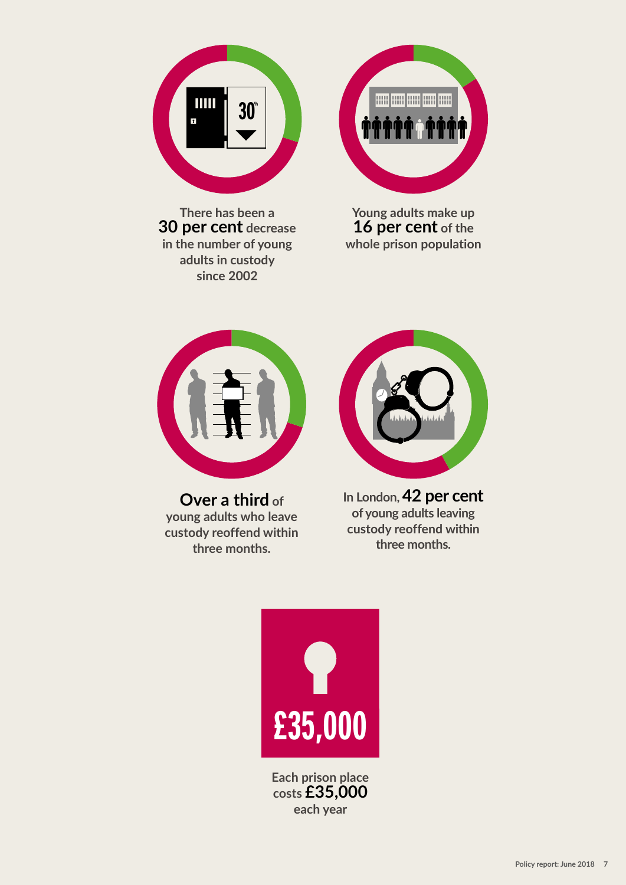There has been a **30 per cent** decrease in the number of young adults in custody since 2002

Young adults make up **16 per cent** of the whole prison population

**Over a third** of young adults who leave custody reoffend within three months.

In London, **42 per cent** of young adults leaving custody reoffend within three months.

£35,000

Each prison place costs **£35,000** each year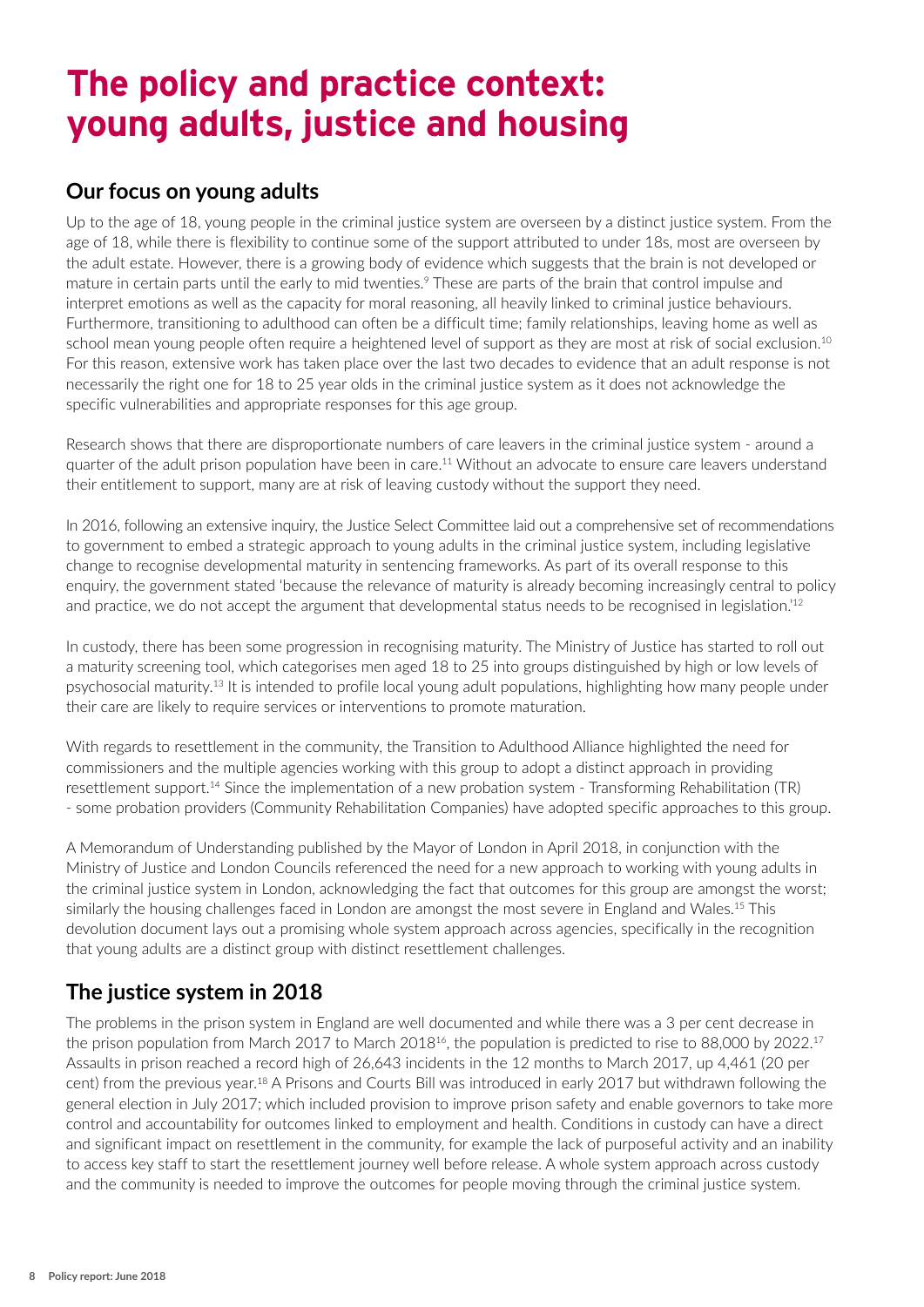# The policy and practice context: young adults, justice and housing

## Our focus on young adults

Up to the age of 18, young people in the criminal justice system are overseen by a distinct justice system. From the age of 18, while there is flexibility to continue some of the support attributed to under 18s, most are overseen by the adult estate. However, there is a growing body of evidence which suggests that the brain is not developed or mature in certain parts until the early to mid twenties.[9] These are parts of the brain that control impulse and interpret emotions as well as the capacity for moral reasoning, all heavily linked to criminal justice behaviours. Furthermore, transitioning to adulthood can often be a difficult time; family relationships, leaving home as well as school mean young people often require a heightened level of support as they are most at risk of social exclusion.[10] For this reason, extensive work has taken place over the last two decades to evidence that an adult response is not necessarily the right one for 18 to 25 year olds in the criminal justice system as it does not acknowledge the specific vulnerabilities and appropriate responses for this age group.

Research shows that there are disproportionate numbers of care leavers in the criminal justice system - around a quarter of the adult prison population have been in care.[11] Without an advocate to ensure care leavers understand their entitlement to support, many are at risk of leaving custody without the support they need.

In 2016, following an extensive inquiry, the Justice Select Committee laid out a comprehensive set of recommendations to government to embed a strategic approach to young adults in the criminal justice system, including legislative change to recognise developmental maturity in sentencing frameworks. As part of its overall response to this enquiry, the government stated 'because the relevance of maturity is already becoming increasingly central to policy and practice, we do not accept the argument that developmental status needs to be recognised in legislation.'[12]

In custody, there has been some progression in recognising maturity. The Ministry of Justice has started to roll out a maturity screening tool, which categorises men aged 18 to 25 into groups distinguished by high or low levels of psychosocial maturity.[13] It is intended to profile local young adult populations, highlighting how many people under their care are likely to require services or interventions to promote maturation.

With regards to resettlement in the community, the Transition to Adulthood Alliance highlighted the need for commissioners and the multiple agencies working with this group to adopt a distinct approach in providing resettlement support.[14] Since the implementation of a new probation system - Transforming Rehabilitation (TR) - some probation providers (Community Rehabilitation Companies) have adopted specific approaches to this group.

A Memorandum of Understanding published by the Mayor of London in April 2018, in conjunction with the Ministry of Justice and London Councils referenced the need for a new approach to working with young adults in the criminal justice system in London, acknowledging the fact that outcomes for this group are amongst the worst; similarly the housing challenges faced in London are amongst the most severe in England and Wales.[15] This devolution document lays out a promising whole system approach across agencies, specifically in the recognition that young adults are a distinct group with distinct resettlement challenges.

## The justice system in 2018

The problems in the prison system in England are well documented and while there was a 3 per cent decrease in the prison population from March 2017 to March 2018[16], the population is predicted to rise to 88,000 by 2022.[17] Assaults in prison reached a record high of 26,643 incidents in the 12 months to March 2017, up 4,461 (20 per cent) from the previous year.[18] A Prisons and Courts Bill was introduced in early 2017 but withdrawn following the general election in July 2017; which included provision to improve prison safety and enable governors to take more control and accountability for outcomes linked to employment and health. Conditions in custody can have a direct and significant impact on resettlement in the community, for example the lack of purposeful activity and an inability to access key staff to start the resettlement journey well before release. A whole system approach across custody and the community is needed to improve the outcomes for people moving through the criminal justice system.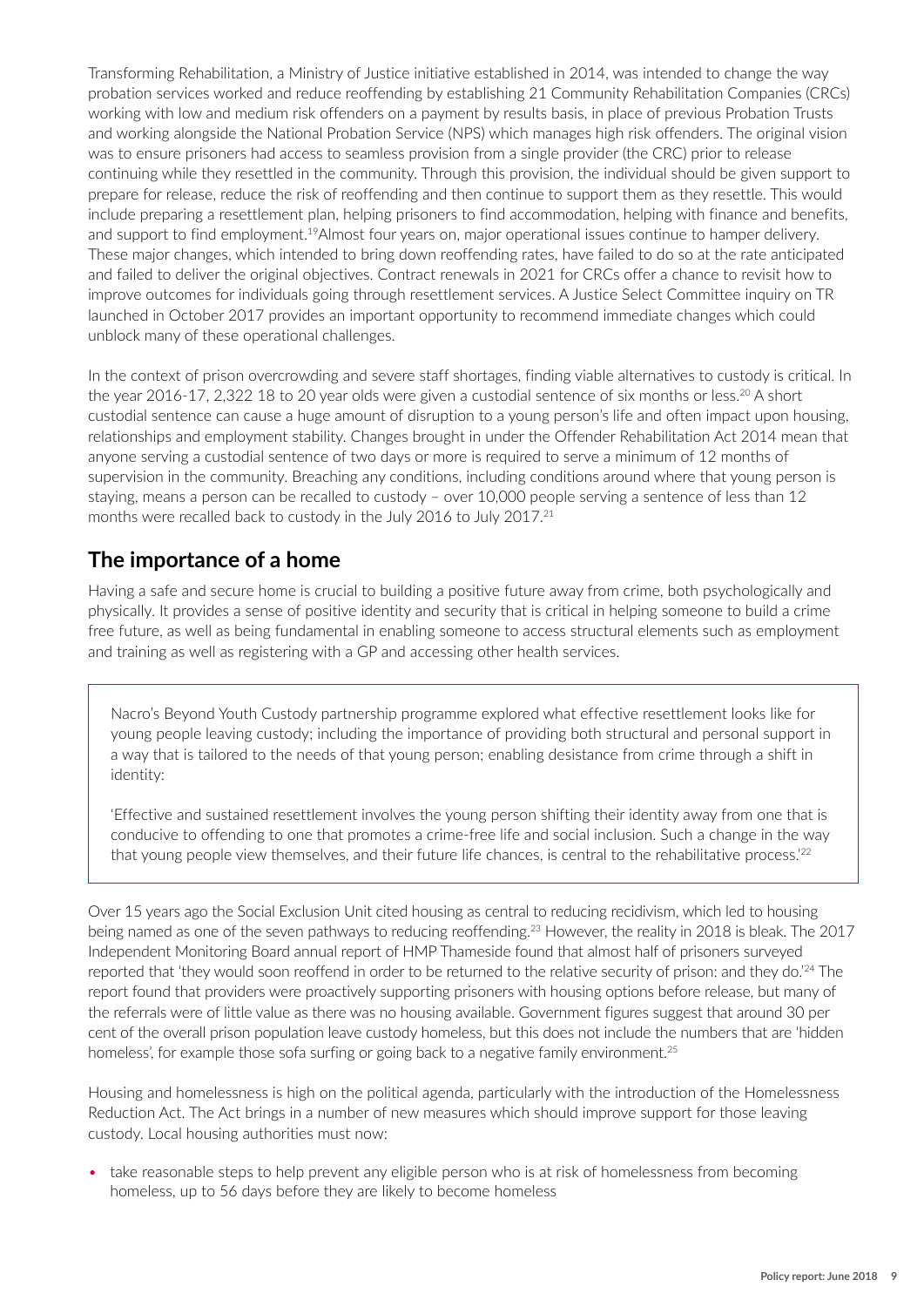Transforming Rehabilitation, a Ministry of Justice initiative established in 2014, was intended to change the way probation services worked and reduce reoffending by establishing 21 Community Rehabilitation Companies (CRCs) working with low and medium risk offenders on a payment by results basis, in place of previous Probation Trusts and working alongside the National Probation Service (NPS) which manages high risk offenders. The original vision was to ensure prisoners had access to seamless provision from a single provider (the CRC) prior to release continuing while they resettled in the community. Through this provision, the individual should be given support to prepare for release, reduce the risk of reoffending and then continue to support them as they resettle. This would include preparing a resettlement plan, helping prisoners to find accommodation, helping with finance and benefits, and support to find employment.[19]Almost four years on, major operational issues continue to hamper delivery. These major changes, which intended to bring down reoffending rates, have failed to do so at the rate anticipated and failed to deliver the original objectives. Contract renewals in 2021 for CRCs offer a chance to revisit how to improve outcomes for individuals going through resettlement services. A Justice Select Committee inquiry on TR launched in October 2017 provides an important opportunity to recommend immediate changes which could unblock many of these operational challenges.

In the context of prison overcrowding and severe staff shortages, finding viable alternatives to custody is critical. In the year 2016-17, 2,322 18 to 20 year olds were given a custodial sentence of six months or less.[20] A short custodial sentence can cause a huge amount of disruption to a young person's life and often impact upon housing, relationships and employment stability. Changes brought in under the Offender Rehabilitation Act 2014 mean that anyone serving a custodial sentence of two days or more is required to serve a minimum of 12 months of supervision in the community. Breaching any conditions, including conditions around where that young person is staying, means a person can be recalled to custody – over 10,000 people serving a sentence of less than 12 months were recalled back to custody in the July 2016 to July 2017.[21]

## The importance of a home

Having a safe and secure home is crucial to building a positive future away from crime, both psychologically and physically. It provides a sense of positive identity and security that is critical in helping someone to build a crime free future, as well as being fundamental in enabling someone to access structural elements such as employment and training as well as registering with a GP and accessing other health services.

> Nacro's Beyond Youth Custody partnership programme explored what effective resettlement looks like for young people leaving custody; including the importance of providing both structural and personal support in a way that is tailored to the needs of that young person; enabling desistance from crime through a shift in identity:
>
> 'Effective and sustained resettlement involves the young person shifting their identity away from one that is conducive to offending to one that promotes a crime-free life and social inclusion. Such a change in the way that young people view themselves, and their future life chances, is central to the rehabilitative process.'[22]

Over 15 years ago the Social Exclusion Unit cited housing as central to reducing recidivism, which led to housing being named as one of the seven pathways to reducing reoffending.[23] However, the reality in 2018 is bleak. The 2017 Independent Monitoring Board annual report of HMP Thameside found that almost half of prisoners surveyed reported that 'they would soon reoffend in order to be returned to the relative security of prison: and they do.'[24] The report found that providers were proactively supporting prisoners with housing options before release, but many of the referrals were of little value as there was no housing available. Government figures suggest that around 30 per cent of the overall prison population leave custody homeless, but this does not include the numbers that are 'hidden homeless', for example those sofa surfing or going back to a negative family environment.[25]

Housing and homelessness is high on the political agenda, particularly with the introduction of the Homelessness Reduction Act. The Act brings in a number of new measures which should improve support for those leaving custody. Local housing authorities must now:

- take reasonable steps to help prevent any eligible person who is at risk of homelessness from becoming homeless, up to 56 days before they are likely to become homeless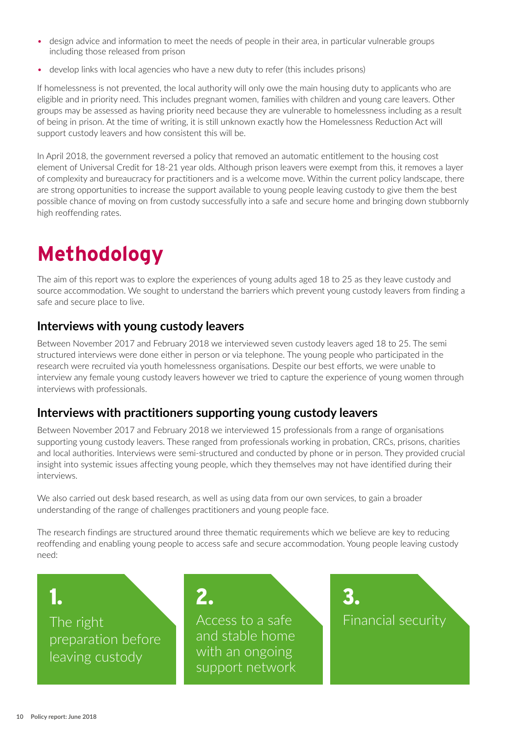- design advice and information to meet the needs of people in their area, in particular vulnerable groups including those released from prison
- develop links with local agencies who have a new duty to refer (this includes prisons)

If homelessness is not prevented, the local authority will only owe the main housing duty to applicants who are eligible and in priority need. This includes pregnant women, families with children and young care leavers. Other groups may be assessed as having priority need because they are vulnerable to homelessness including as a result of being in prison. At the time of writing, it is still unknown exactly how the Homelessness Reduction Act will support custody leavers and how consistent this will be.

In April 2018, the government reversed a policy that removed an automatic entitlement to the housing cost element of Universal Credit for 18-21 year olds. Although prison leavers were exempt from this, it removes a layer of complexity and bureaucracy for practitioners and is a welcome move. Within the current policy landscape, there are strong opportunities to increase the support available to young people leaving custody to give them the best possible chance of moving on from custody successfully into a safe and secure home and bringing down stubbornly high reoffending rates.

# Methodology

The aim of this report was to explore the experiences of young adults aged 18 to 25 as they leave custody and source accommodation. We sought to understand the barriers which prevent young custody leavers from finding a safe and secure place to live.

## Interviews with young custody leavers

Between November 2017 and February 2018 we interviewed seven custody leavers aged 18 to 25. The semi structured interviews were done either in person or via telephone. The young people who participated in the research were recruited via youth homelessness organisations. Despite our best efforts, we were unable to interview any female young custody leavers however we tried to capture the experience of young women through interviews with professionals.

## Interviews with practitioners supporting young custody leavers

Between November 2017 and February 2018 we interviewed 15 professionals from a range of organisations supporting young custody leavers. These ranged from professionals working in probation, CRCs, prisons, charities and local authorities. Interviews were semi-structured and conducted by phone or in person. They provided crucial insight into systemic issues affecting young people, which they themselves may not have identified during their interviews.

We also carried out desk based research, as well as using data from our own services, to gain a broader understanding of the range of challenges practitioners and young people face.

The research findings are structured around three thematic requirements which we believe are key to reducing reoffending and enabling young people to access safe and secure accommodation. Young people leaving custody need:

**1.** The right preparation before leaving custody

**2.** Access to a safe and stable home with an ongoing support network

**3.** Financial security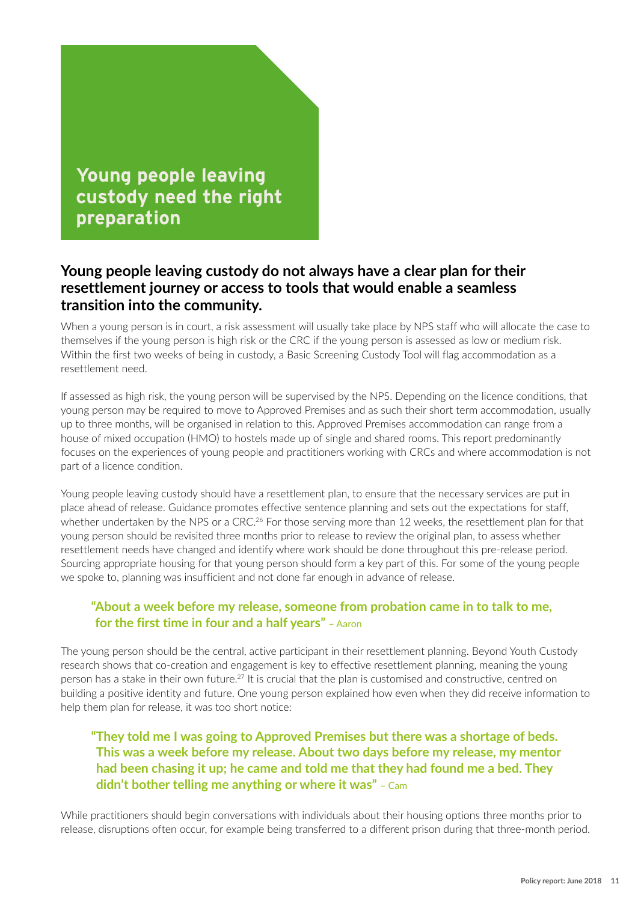# Young people leaving custody need the right preparation

## Young people leaving custody do not always have a clear plan for their resettlement journey or access to tools that would enable a seamless transition into the community.

When a young person is in court, a risk assessment will usually take place by NPS staff who will allocate the case to themselves if the young person is high risk or the CRC if the young person is assessed as low or medium risk. Within the first two weeks of being in custody, a Basic Screening Custody Tool will flag accommodation as a resettlement need.

If assessed as high risk, the young person will be supervised by the NPS. Depending on the licence conditions, that young person may be required to move to Approved Premises and as such their short term accommodation, usually up to three months, will be organised in relation to this. Approved Premises accommodation can range from a house of mixed occupation (HMO) to hostels made up of single and shared rooms. This report predominantly focuses on the experiences of young people and practitioners working with CRCs and where accommodation is not part of a licence condition.

Young people leaving custody should have a resettlement plan, to ensure that the necessary services are put in place ahead of release. Guidance promotes effective sentence planning and sets out the expectations for staff, whether undertaken by the NPS or a CRC.[26] For those serving more than 12 weeks, the resettlement plan for that young person should be revisited three months prior to release to review the original plan, to assess whether resettlement needs have changed and identify where work should be done throughout this pre-release period. Sourcing appropriate housing for that young person should form a key part of this. For some of the young people we spoke to, planning was insufficient and not done far enough in advance of release.

> **"About a week before my release, someone from probation came in to talk to me, for the first time in four and a half years"** – Aaron

The young person should be the central, active participant in their resettlement planning. Beyond Youth Custody research shows that co-creation and engagement is key to effective resettlement planning, meaning the young person has a stake in their own future.[27] It is crucial that the plan is customised and constructive, centred on building a positive identity and future. One young person explained how even when they did receive information to help them plan for release, it was too short notice:

> **"They told me I was going to Approved Premises but there was a shortage of beds. This was a week before my release. About two days before my release, my mentor had been chasing it up; he came and told me that they had found me a bed. They didn't bother telling me anything or where it was"** – Cam

While practitioners should begin conversations with individuals about their housing options three months prior to release, disruptions often occur, for example being transferred to a different prison during that three-month period.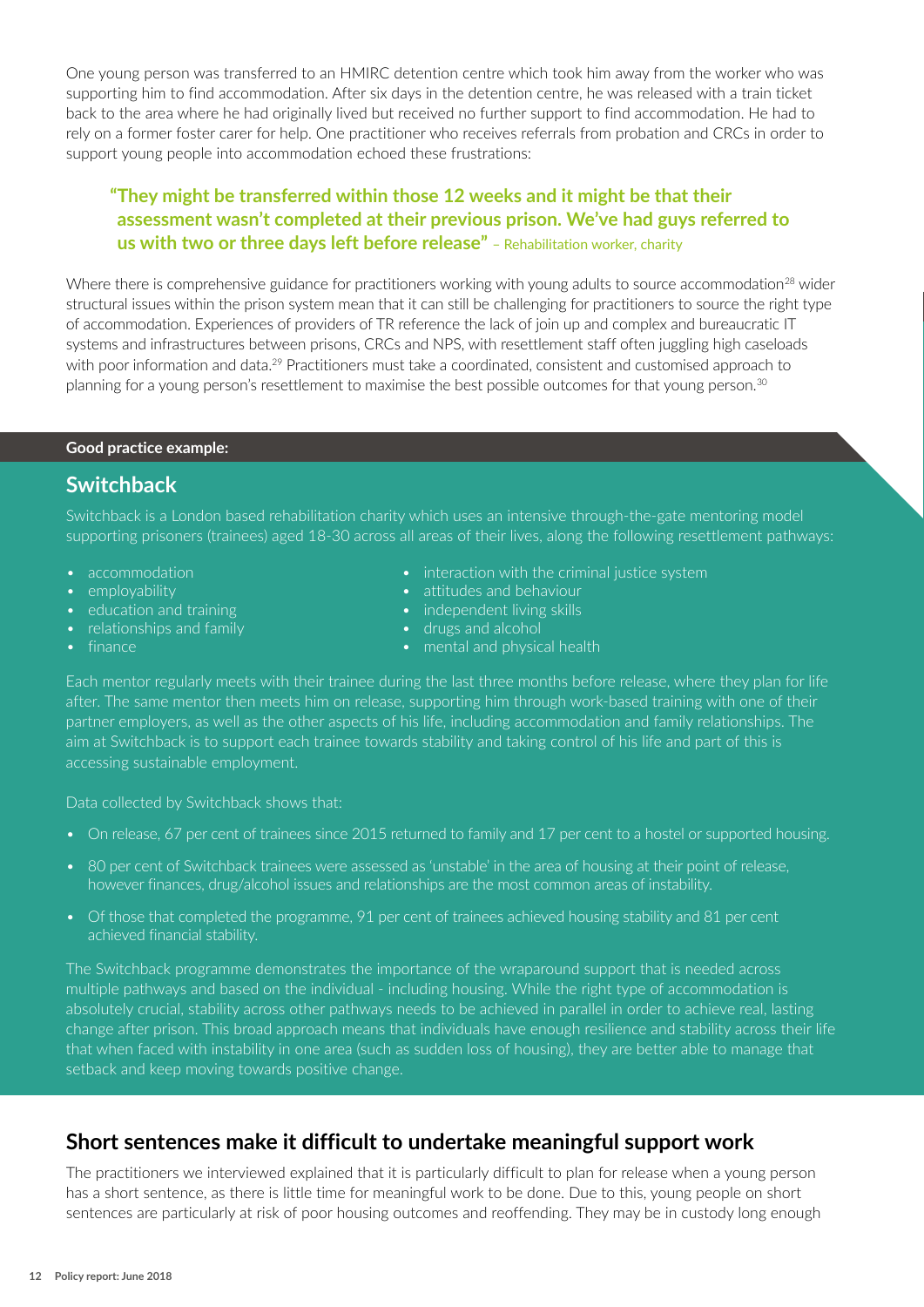One young person was transferred to an HMIRC detention centre which took him away from the worker who was supporting him to find accommodation. After six days in the detention centre, he was released with a train ticket back to the area where he had originally lived but received no further support to find accommodation. He had to rely on a former foster carer for help. One practitioner who receives referrals from probation and CRCs in order to support young people into accommodation echoed these frustrations:

> **"They might be transferred within those 12 weeks and it might be that their assessment wasn't completed at their previous prison. We've had guys referred to us with two or three days left before release"** – Rehabilitation worker, charity

Where there is comprehensive guidance for practitioners working with young adults to source accommodation[28] wider structural issues within the prison system mean that it can still be challenging for practitioners to source the right type of accommodation. Experiences of providers of TR reference the lack of join up and complex and bureaucratic IT systems and infrastructures between prisons, CRCs and NPS, with resettlement staff often juggling high caseloads with poor information and data.[29] Practitioners must take a coordinated, consistent and customised approach to planning for a young person's resettlement to maximise the best possible outcomes for that young person.[30]

**Good practice example:**

## Switchback

Switchback is a London based rehabilitation charity which uses an intensive through-the-gate mentoring model supporting prisoners (trainees) aged 18-30 across all areas of their lives, along the following resettlement pathways:

- accommodation
- employability
- education and training
- relationships and family
- finance
- interaction with the criminal justice system
- attitudes and behaviour
- independent living skills
- drugs and alcohol
- mental and physical health

Each mentor regularly meets with their trainee during the last three months before release, where they plan for life after. The same mentor then meets him on release, supporting him through work-based training with one of their partner employers, as well as the other aspects of his life, including accommodation and family relationships. The aim at Switchback is to support each trainee towards stability and taking control of his life and part of this is accessing sustainable employment.

Data collected by Switchback shows that:

- On release, 67 per cent of trainees since 2015 returned to family and 17 per cent to a hostel or supported housing.
- 80 per cent of Switchback trainees were assessed as 'unstable' in the area of housing at their point of release, however finances, drug/alcohol issues and relationships are the most common areas of instability.
- Of those that completed the programme, 91 per cent of trainees achieved housing stability and 81 per cent achieved financial stability.

The Switchback programme demonstrates the importance of the wraparound support that is needed across multiple pathways and based on the individual - including housing. While the right type of accommodation is absolutely crucial, stability across other pathways needs to be achieved in parallel in order to achieve real, lasting change after prison. This broad approach means that individuals have enough resilience and stability across their life that when faced with instability in one area (such as sudden loss of housing), they are better able to manage that setback and keep moving towards positive change.

## Short sentences make it difficult to undertake meaningful support work

The practitioners we interviewed explained that it is particularly difficult to plan for release when a young person has a short sentence, as there is little time for meaningful work to be done. Due to this, young people on short sentences are particularly at risk of poor housing outcomes and reoffending. They may be in custody long enough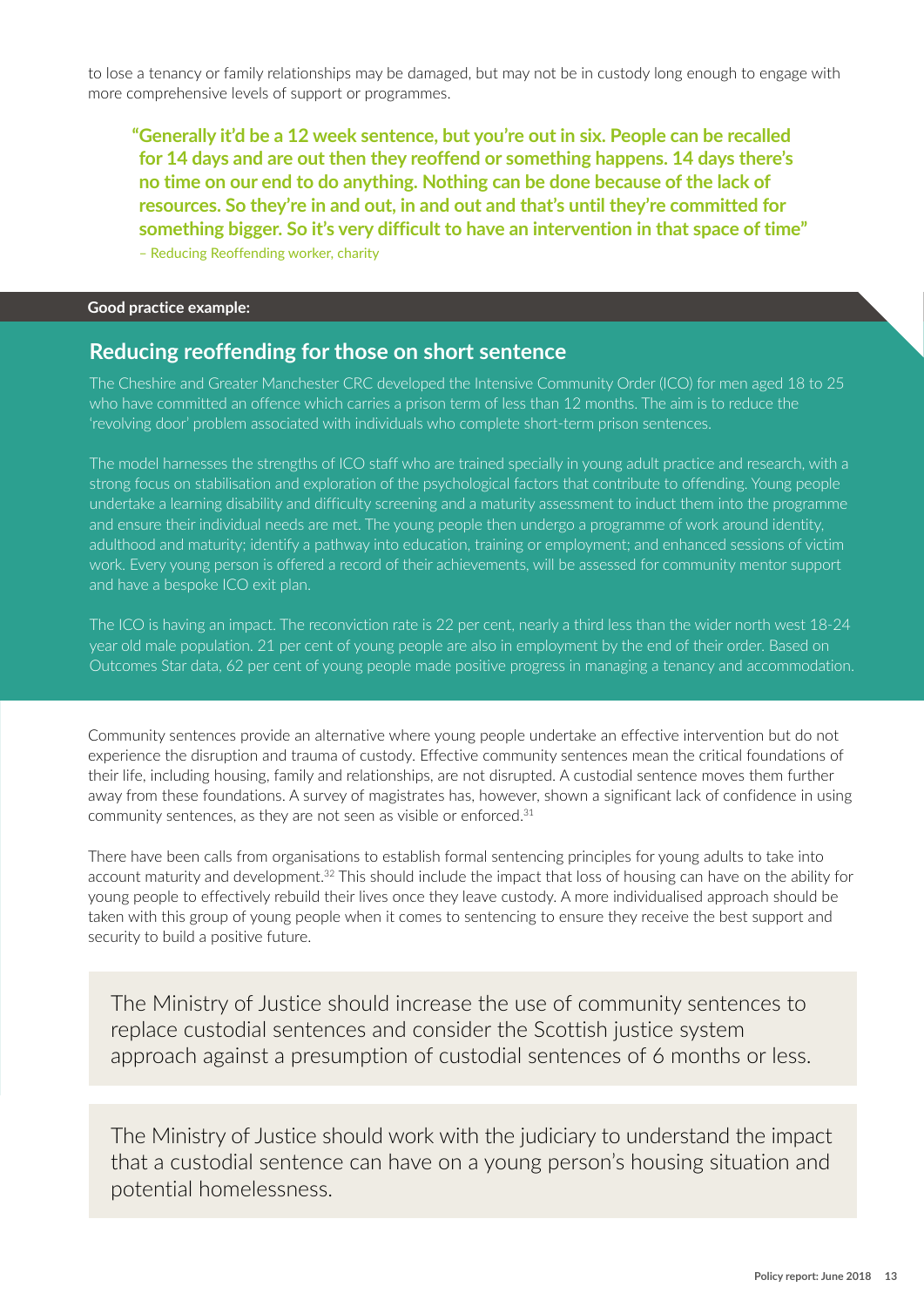to lose a tenancy or family relationships may be damaged, but may not be in custody long enough to engage with more comprehensive levels of support or programmes.

> **"Generally it'd be a 12 week sentence, but you're out in six. People can be recalled for 14 days and are out then they reoffend or something happens. 14 days there's no time on our end to do anything. Nothing can be done because of the lack of resources. So they're in and out, in and out and that's until they're committed for something bigger. So it's very difficult to have an intervention in that space of time"**
>
> – Reducing Reoffending worker, charity

**Good practice example:**

## Reducing reoffending for those on short sentence

The Cheshire and Greater Manchester CRC developed the Intensive Community Order (ICO) for men aged 18 to 25 who have committed an offence which carries a prison term of less than 12 months. The aim is to reduce the 'revolving door' problem associated with individuals who complete short-term prison sentences.

The model harnesses the strengths of ICO staff who are trained specially in young adult practice and research, with a strong focus on stabilisation and exploration of the psychological factors that contribute to offending. Young people undertake a learning disability and difficulty screening and a maturity assessment to induct them into the programme and ensure their individual needs are met. The young people then undergo a programme of work around identity, adulthood and maturity; identify a pathway into education, training or employment; and enhanced sessions of victim work. Every young person is offered a record of their achievements, will be assessed for community mentor support and have a bespoke ICO exit plan.

The ICO is having an impact. The reconviction rate is 22 per cent, nearly a third less than the wider north west 18-24 year old male population. 21 per cent of young people are also in employment by the end of their order. Based on Outcomes Star data, 62 per cent of young people made positive progress in managing a tenancy and accommodation.

Community sentences provide an alternative where young people undertake an effective intervention but do not experience the disruption and trauma of custody. Effective community sentences mean the critical foundations of their life, including housing, family and relationships, are not disrupted. A custodial sentence moves them further away from these foundations. A survey of magistrates has, however, shown a significant lack of confidence in using community sentences, as they are not seen as visible or enforced.[31]

There have been calls from organisations to establish formal sentencing principles for young adults to take into account maturity and development.[32] This should include the impact that loss of housing can have on the ability for young people to effectively rebuild their lives once they leave custody. A more individualised approach should be taken with this group of young people when it comes to sentencing to ensure they receive the best support and security to build a positive future.

> The Ministry of Justice should increase the use of community sentences to replace custodial sentences and consider the Scottish justice system approach against a presumption of custodial sentences of 6 months or less.

> The Ministry of Justice should work with the judiciary to understand the impact that a custodial sentence can have on a young person's housing situation and potential homelessness.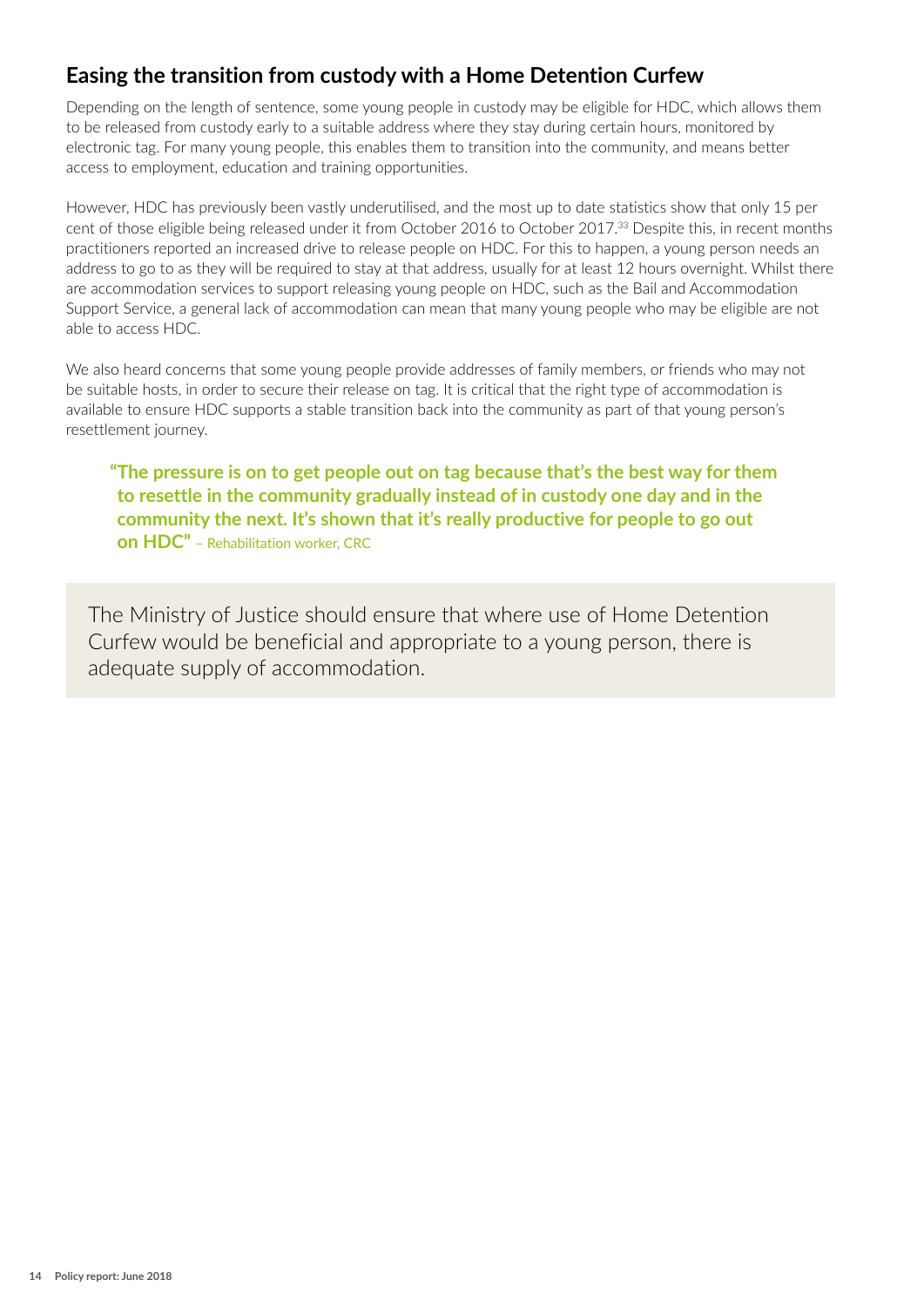## Easing the transition from custody with a Home Detention Curfew

Depending on the length of sentence, some young people in custody may be eligible for HDC, which allows them to be released from custody early to a suitable address where they stay during certain hours, monitored by electronic tag. For many young people, this enables them to transition into the community, and means better access to employment, education and training opportunities.

However, HDC has previously been vastly underutilised, and the most up to date statistics show that only 15 per cent of those eligible being released under it from October 2016 to October 2017.[33] Despite this, in recent months practitioners reported an increased drive to release people on HDC. For this to happen, a young person needs an address to go to as they will be required to stay at that address, usually for at least 12 hours overnight. Whilst there are accommodation services to support releasing young people on HDC, such as the Bail and Accommodation Support Service, a general lack of accommodation can mean that many young people who may be eligible are not able to access HDC.

We also heard concerns that some young people provide addresses of family members, or friends who may not be suitable hosts, in order to secure their release on tag. It is critical that the right type of accommodation is available to ensure HDC supports a stable transition back into the community as part of that young person's resettlement journey.

> **"The pressure is on to get people out on tag because that's the best way for them to resettle in the community gradually instead of in custody one day and in the community the next. It's shown that it's really productive for people to go out on HDC"** – Rehabilitation worker, CRC

The Ministry of Justice should ensure that where use of Home Detention Curfew would be beneficial and appropriate to a young person, there is adequate supply of accommodation.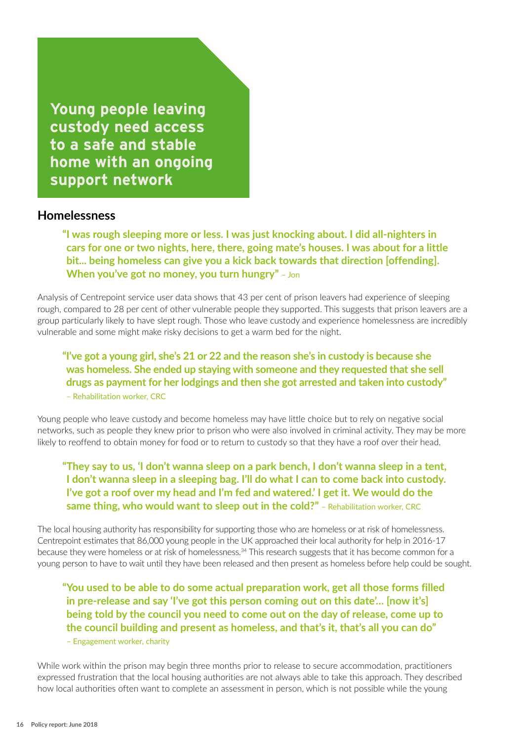## Young people leaving custody need access to a safe and stable home with an ongoing support network

### Homelessness

> **"I was rough sleeping more or less. I was just knocking about. I did all-nighters in cars for one or two nights, here, there, going mate's houses. I was about for a little bit... being homeless can give you a kick back towards that direction [offending]. When you've got no money, you turn hungry"** – Jon

Analysis of Centrepoint service user data shows that 43 per cent of prison leavers had experience of sleeping rough, compared to 28 per cent of other vulnerable people they supported. This suggests that prison leavers are a group particularly likely to have slept rough. Those who leave custody and experience homelessness are incredibly vulnerable and some might make risky decisions to get a warm bed for the night.

> **"I've got a young girl, she's 21 or 22 and the reason she's in custody is because she was homeless. She ended up staying with someone and they requested that she sell drugs as payment for her lodgings and then she got arrested and taken into custody"**
> – Rehabilitation worker, CRC

Young people who leave custody and become homeless may have little choice but to rely on negative social networks, such as people they knew prior to prison who were also involved in criminal activity. They may be more likely to reoffend to obtain money for food or to return to custody so that they have a roof over their head.

> **"They say to us, 'I don't wanna sleep on a park bench, I don't wanna sleep in a tent, I don't wanna sleep in a sleeping bag. I'll do what I can to come back into custody. I've got a roof over my head and I'm fed and watered.' I get it. We would do the same thing, who would want to sleep out in the cold?"** – Rehabilitation worker, CRC

The local housing authority has responsibility for supporting those who are homeless or at risk of homelessness. Centrepoint estimates that 86,000 young people in the UK approached their local authority for help in 2016-17 because they were homeless or at risk of homelessness.[34] This research suggests that it has become common for a young person to have to wait until they have been released and then present as homeless before help could be sought.

> **"You used to be able to do some actual preparation work, get all those forms filled in pre-release and say 'I've got this person coming out on this date'... [now it's] being told by the council you need to come out on the day of release, come up to the council building and present as homeless, and that's it, that's all you can do"**
> – Engagement worker, charity

While work within the prison may begin three months prior to release to secure accommodation, practitioners expressed frustration that the local housing authorities are not always able to take this approach. They described how local authorities often want to complete an assessment in person, which is not possible while the young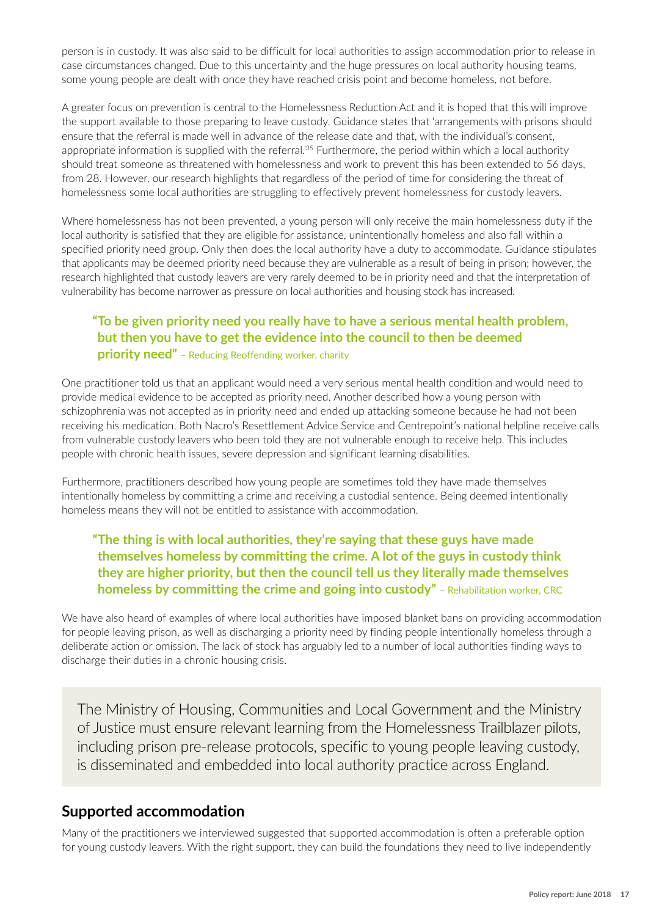person is in custody. It was also said to be difficult for local authorities to assign accommodation prior to release in case circumstances changed. Due to this uncertainty and the huge pressures on local authority housing teams, some young people are dealt with once they have reached crisis point and become homeless, not before.

A greater focus on prevention is central to the Homelessness Reduction Act and it is hoped that this will improve the support available to those preparing to leave custody. Guidance states that 'arrangements with prisons should ensure that the referral is made well in advance of the release date and that, with the individual's consent, appropriate information is supplied with the referral.'[35] Furthermore, the period within which a local authority should treat someone as threatened with homelessness and work to prevent this has been extended to 56 days, from 28. However, our research highlights that regardless of the period of time for considering the threat of homelessness some local authorities are struggling to effectively prevent homelessness for custody leavers.

Where homelessness has not been prevented, a young person will only receive the main homelessness duty if the local authority is satisfied that they are eligible for assistance, unintentionally homeless and also fall within a specified priority need group. Only then does the local authority have a duty to accommodate. Guidance stipulates that applicants may be deemed priority need because they are vulnerable as a result of being in prison; however, the research highlighted that custody leavers are very rarely deemed to be in priority need and that the interpretation of vulnerability has become narrower as pressure on local authorities and housing stock has increased.

> **"To be given priority need you really have to have a serious mental health problem, but then you have to get the evidence into the council to then be deemed priority need"** – Reducing Reoffending worker, charity

One practitioner told us that an applicant would need a very serious mental health condition and would need to provide medical evidence to be accepted as priority need. Another described how a young person with schizophrenia was not accepted as in priority need and ended up attacking someone because he had not been receiving his medication. Both Nacro's Resettlement Advice Service and Centrepoint's national helpline receive calls from vulnerable custody leavers who been told they are not vulnerable enough to receive help. This includes people with chronic health issues, severe depression and significant learning disabilities.

Furthermore, practitioners described how young people are sometimes told they have made themselves intentionally homeless by committing a crime and receiving a custodial sentence. Being deemed intentionally homeless means they will not be entitled to assistance with accommodation.

> **"The thing is with local authorities, they're saying that these guys have made themselves homeless by committing the crime. A lot of the guys in custody think they are higher priority, but then the council tell us they literally made themselves homeless by committing the crime and going into custody"** – Rehabilitation worker, CRC

We have also heard of examples of where local authorities have imposed blanket bans on providing accommodation for people leaving prison, as well as discharging a priority need by finding people intentionally homeless through a deliberate action or omission. The lack of stock has arguably led to a number of local authorities finding ways to discharge their duties in a chronic housing crisis.

> The Ministry of Housing, Communities and Local Government and the Ministry of Justice must ensure relevant learning from the Homelessness Trailblazer pilots, including prison pre-release protocols, specific to young people leaving custody, is disseminated and embedded into local authority practice across England.

## Supported accommodation

Many of the practitioners we interviewed suggested that supported accommodation is often a preferable option for young custody leavers. With the right support, they can build the foundations they need to live independently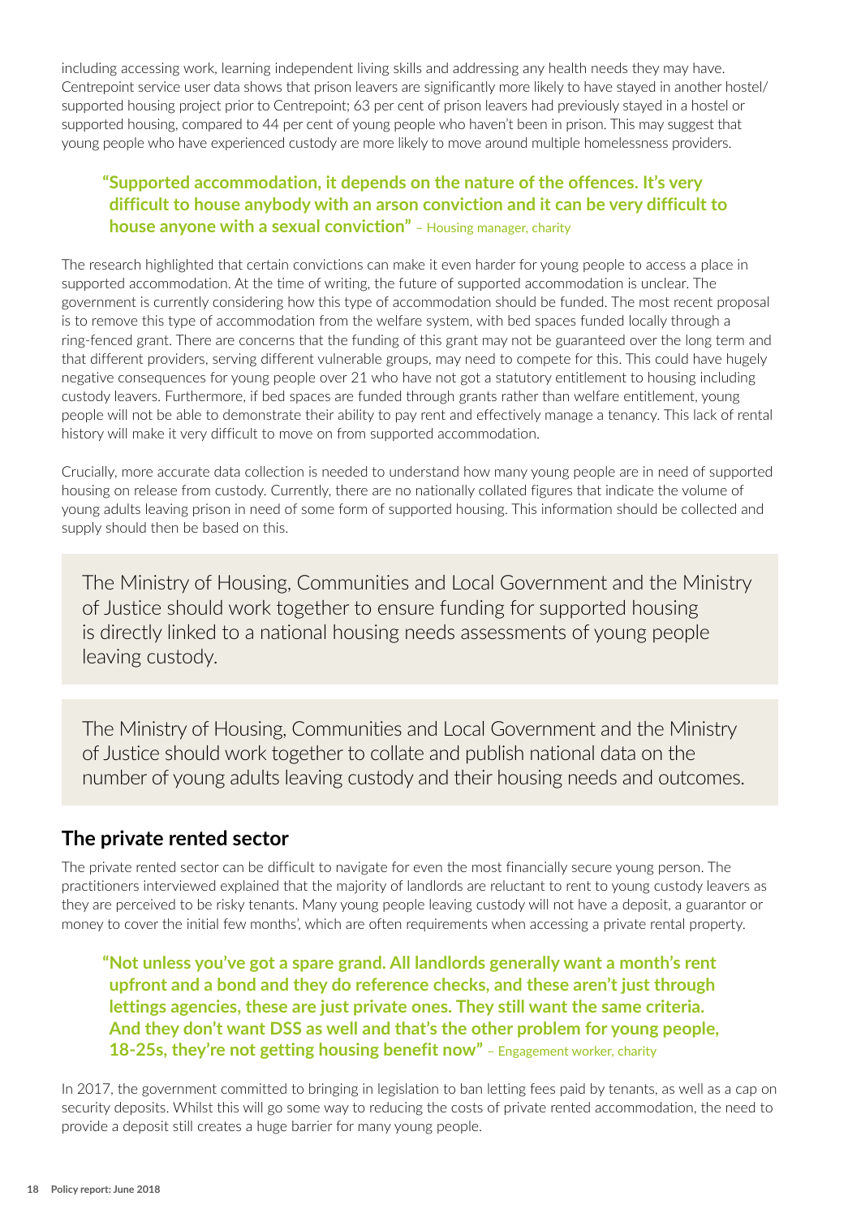including accessing work, learning independent living skills and addressing any health needs they may have. Centrepoint service user data shows that prison leavers are significantly more likely to have stayed in another hostel/ supported housing project prior to Centrepoint; 63 per cent of prison leavers had previously stayed in a hostel or supported housing, compared to 44 per cent of young people who haven't been in prison. This may suggest that young people who have experienced custody are more likely to move around multiple homelessness providers.

> **"Supported accommodation, it depends on the nature of the offences. It's very difficult to house anybody with an arson conviction and it can be very difficult to house anyone with a sexual conviction"** – Housing manager, charity

The research highlighted that certain convictions can make it even harder for young people to access a place in supported accommodation. At the time of writing, the future of supported accommodation is unclear. The government is currently considering how this type of accommodation should be funded. The most recent proposal is to remove this type of accommodation from the welfare system, with bed spaces funded locally through a ring-fenced grant. There are concerns that the funding of this grant may not be guaranteed over the long term and that different providers, serving different vulnerable groups, may need to compete for this. This could have hugely negative consequences for young people over 21 who have not got a statutory entitlement to housing including custody leavers. Furthermore, if bed spaces are funded through grants rather than welfare entitlement, young people will not be able to demonstrate their ability to pay rent and effectively manage a tenancy. This lack of rental history will make it very difficult to move on from supported accommodation.

Crucially, more accurate data collection is needed to understand how many young people are in need of supported housing on release from custody. Currently, there are no nationally collated figures that indicate the volume of young adults leaving prison in need of some form of supported housing. This information should be collected and supply should then be based on this.

> The Ministry of Housing, Communities and Local Government and the Ministry of Justice should work together to ensure funding for supported housing is directly linked to a national housing needs assessments of young people leaving custody.

> The Ministry of Housing, Communities and Local Government and the Ministry of Justice should work together to collate and publish national data on the number of young adults leaving custody and their housing needs and outcomes.

## The private rented sector

The private rented sector can be difficult to navigate for even the most financially secure young person. The practitioners interviewed explained that the majority of landlords are reluctant to rent to young custody leavers as they are perceived to be risky tenants. Many young people leaving custody will not have a deposit, a guarantor or money to cover the initial few months', which are often requirements when accessing a private rental property.

> **"Not unless you've got a spare grand. All landlords generally want a month's rent upfront and a bond and they do reference checks, and these aren't just through lettings agencies, these are just private ones. They still want the same criteria. And they don't want DSS as well and that's the other problem for young people, 18-25s, they're not getting housing benefit now"** – Engagement worker, charity

In 2017, the government committed to bringing in legislation to ban letting fees paid by tenants, as well as a cap on security deposits. Whilst this will go some way to reducing the costs of private rented accommodation, the need to provide a deposit still creates a huge barrier for many young people.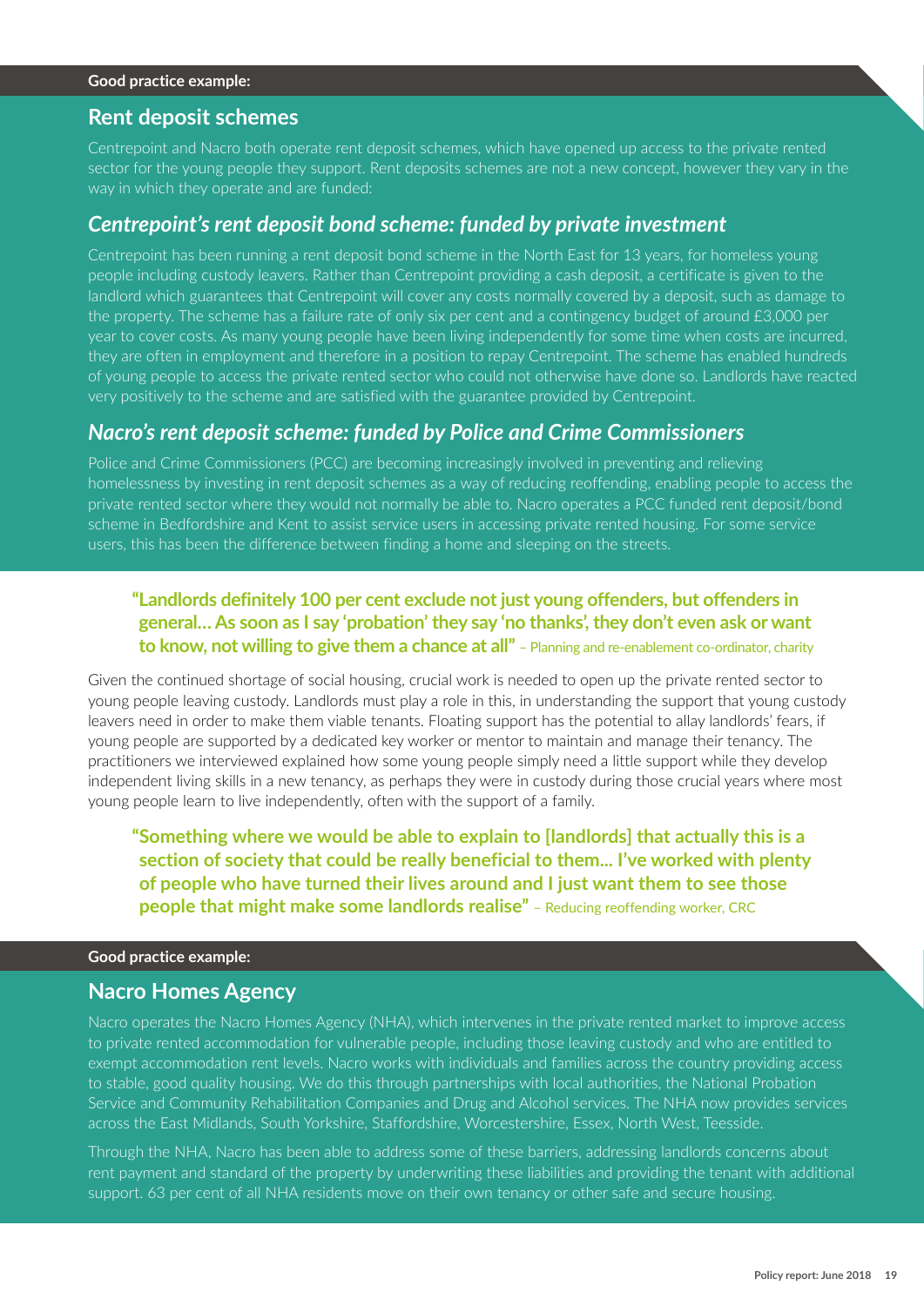**Good practice example:**

## Rent deposit schemes

Centrepoint and Nacro both operate rent deposit schemes, which have opened up access to the private rented sector for the young people they support. Rent deposits schemes are not a new concept, however they vary in the way in which they operate and are funded:

### *Centrepoint's rent deposit bond scheme: funded by private investment*

Centrepoint has been running a rent deposit bond scheme in the North East for 13 years, for homeless young people including custody leavers. Rather than Centrepoint providing a cash deposit, a certificate is given to the landlord which guarantees that Centrepoint will cover any costs normally covered by a deposit, such as damage to the property. The scheme has a failure rate of only six per cent and a contingency budget of around £3,000 per year to cover costs. As many young people have been living independently for some time when costs are incurred, they are often in employment and therefore in a position to repay Centrepoint. The scheme has enabled hundreds of young people to access the private rented sector who could not otherwise have done so. Landlords have reacted very positively to the scheme and are satisfied with the guarantee provided by Centrepoint.

### *Nacro's rent deposit scheme: funded by Police and Crime Commissioners*

Police and Crime Commissioners (PCC) are becoming increasingly involved in preventing and relieving homelessness by investing in rent deposit schemes as a way of reducing reoffending, enabling people to access the private rented sector where they would not normally be able to. Nacro operates a PCC funded rent deposit/bond scheme in Bedfordshire and Kent to assist service users in accessing private rented housing. For some service users, this has been the difference between finding a home and sleeping on the streets.

> **"Landlords definitely 100 per cent exclude not just young offenders, but offenders in general… As soon as I say 'probation' they say 'no thanks', they don't even ask or want to know, not willing to give them a chance at all"** – Planning and re-enablement co-ordinator, charity

Given the continued shortage of social housing, crucial work is needed to open up the private rented sector to young people leaving custody. Landlords must play a role in this, in understanding the support that young custody leavers need in order to make them viable tenants. Floating support has the potential to allay landlords' fears, if young people are supported by a dedicated key worker or mentor to maintain and manage their tenancy. The practitioners we interviewed explained how some young people simply need a little support while they develop independent living skills in a new tenancy, as perhaps they were in custody during those crucial years where most young people learn to live independently, often with the support of a family.

> **"Something where we would be able to explain to [landlords] that actually this is a section of society that could be really beneficial to them... I've worked with plenty of people who have turned their lives around and I just want them to see those people that might make some landlords realise"** – Reducing reoffending worker, CRC

**Good practice example:**

## Nacro Homes Agency

Nacro operates the Nacro Homes Agency (NHA), which intervenes in the private rented market to improve access to private rented accommodation for vulnerable people, including those leaving custody and who are entitled to exempt accommodation rent levels. Nacro works with individuals and families across the country providing access to stable, good quality housing. We do this through partnerships with local authorities, the National Probation Service and Community Rehabilitation Companies and Drug and Alcohol services. The NHA now provides services across the East Midlands, South Yorkshire, Staffordshire, Worcestershire, Essex, North West, Teesside.

Through the NHA, Nacro has been able to address some of these barriers, addressing landlords concerns about rent payment and standard of the property by underwriting these liabilities and providing the tenant with additional support. 63 per cent of all NHA residents move on their own tenancy or other safe and secure housing.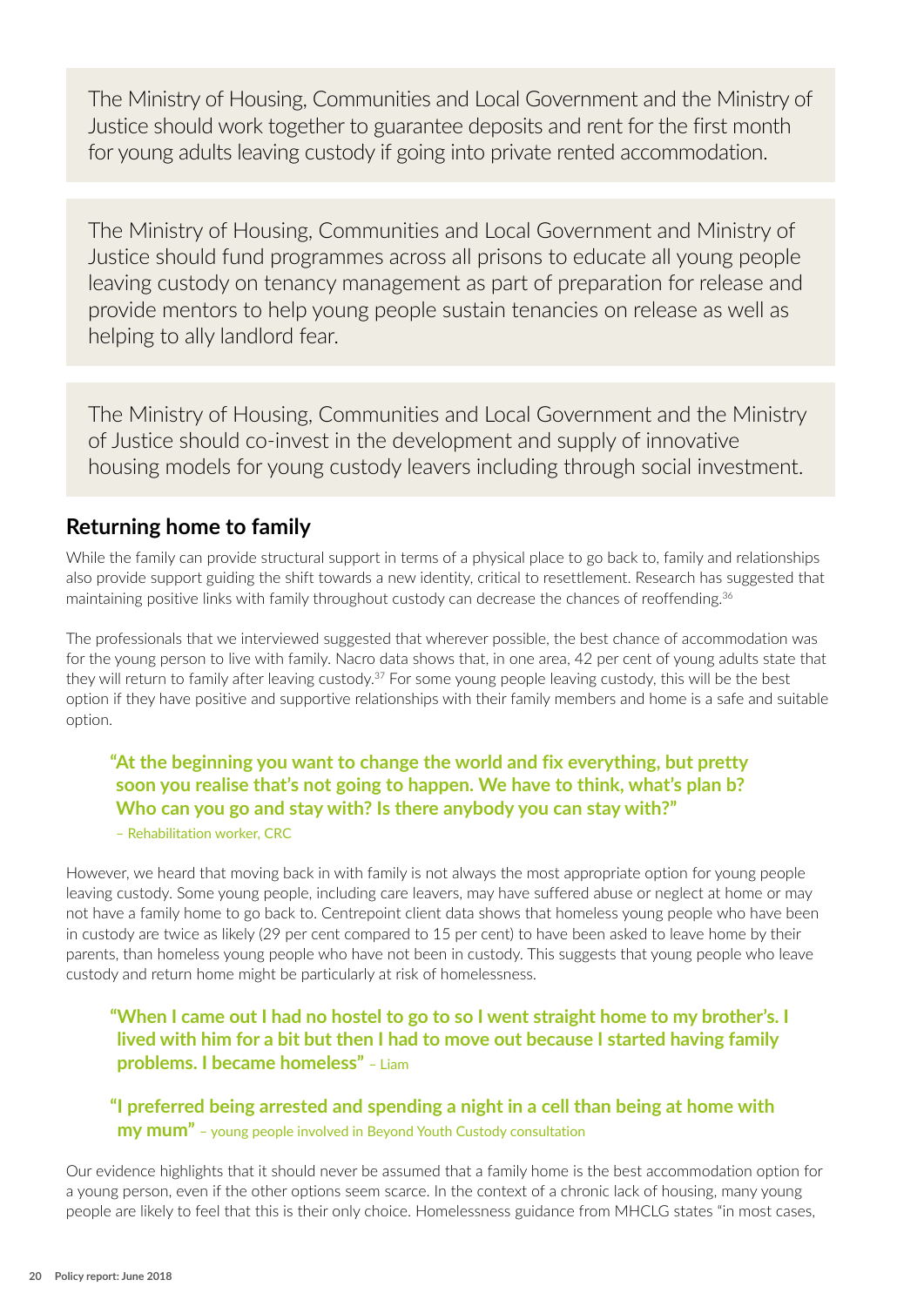The Ministry of Housing, Communities and Local Government and the Ministry of Justice should work together to guarantee deposits and rent for the first month for young adults leaving custody if going into private rented accommodation.

The Ministry of Housing, Communities and Local Government and Ministry of Justice should fund programmes across all prisons to educate all young people leaving custody on tenancy management as part of preparation for release and provide mentors to help young people sustain tenancies on release as well as helping to ally landlord fear.

The Ministry of Housing, Communities and Local Government and the Ministry of Justice should co-invest in the development and supply of innovative housing models for young custody leavers including through social investment.

## Returning home to family

While the family can provide structural support in terms of a physical place to go back to, family and relationships also provide support guiding the shift towards a new identity, critical to resettlement. Research has suggested that maintaining positive links with family throughout custody can decrease the chances of reoffending.[36]

The professionals that we interviewed suggested that wherever possible, the best chance of accommodation was for the young person to live with family. Nacro data shows that, in one area, 42 per cent of young adults state that they will return to family after leaving custody.[37] For some young people leaving custody, this will be the best option if they have positive and supportive relationships with their family members and home is a safe and suitable option.

> **"At the beginning you want to change the world and fix everything, but pretty soon you realise that's not going to happen. We have to think, what's plan b? Who can you go and stay with? Is there anybody you can stay with?"**
> – Rehabilitation worker, CRC

However, we heard that moving back in with family is not always the most appropriate option for young people leaving custody. Some young people, including care leavers, may have suffered abuse or neglect at home or may not have a family home to go back to. Centrepoint client data shows that homeless young people who have been in custody are twice as likely (29 per cent compared to 15 per cent) to have been asked to leave home by their parents, than homeless young people who have not been in custody. This suggests that young people who leave custody and return home might be particularly at risk of homelessness.

> **"When I came out I had no hostel to go to so I went straight home to my brother's. I lived with him for a bit but then I had to move out because I started having family problems. I became homeless"** – Liam

> **"I preferred being arrested and spending a night in a cell than being at home with my mum"** – young people involved in Beyond Youth Custody consultation

Our evidence highlights that it should never be assumed that a family home is the best accommodation option for a young person, even if the other options seem scarce. In the context of a chronic lack of housing, many young people are likely to feel that this is their only choice. Homelessness guidance from MHCLG states "in most cases,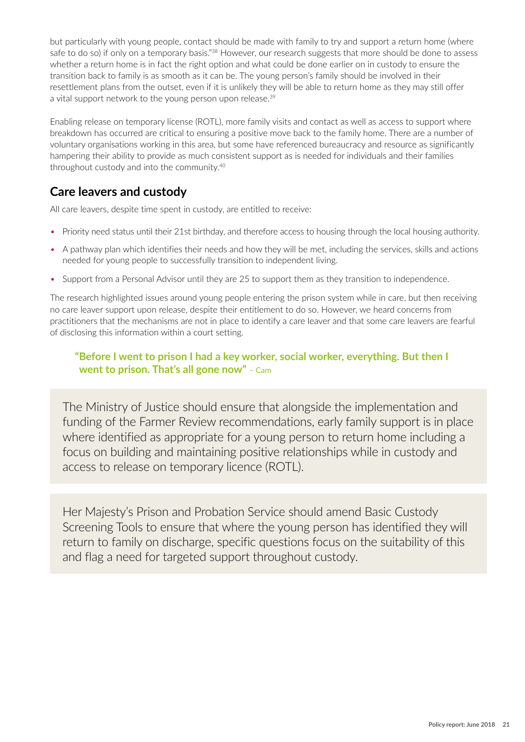but particularly with young people, contact should be made with family to try and support a return home (where safe to do so) if only on a temporary basis."[38] However, our research suggests that more should be done to assess whether a return home is in fact the right option and what could be done earlier on in custody to ensure the transition back to family is as smooth as it can be. The young person's family should be involved in their resettlement plans from the outset, even if it is unlikely they will be able to return home as they may still offer a vital support network to the young person upon release.[39]

Enabling release on temporary license (ROTL), more family visits and contact as well as access to support where breakdown has occurred are critical to ensuring a positive move back to the family home. There are a number of voluntary organisations working in this area, but some have referenced bureaucracy and resource as significantly hampering their ability to provide as much consistent support as is needed for individuals and their families throughout custody and into the community.[40]

## Care leavers and custody

All care leavers, despite time spent in custody, are entitled to receive:

- Priority need status until their 21st birthday, and therefore access to housing through the local housing authority.
- A pathway plan which identifies their needs and how they will be met, including the services, skills and actions needed for young people to successfully transition to independent living.
- Support from a Personal Advisor until they are 25 to support them as they transition to independence.

The research highlighted issues around young people entering the prison system while in care, but then receiving no care leaver support upon release, despite their entitlement to do so. However, we heard concerns from practitioners that the mechanisms are not in place to identify a care leaver and that some care leavers are fearful of disclosing this information within a court setting.

> **"Before I went to prison I had a key worker, social worker, everything. But then I went to prison. That's all gone now"** – Cam

The Ministry of Justice should ensure that alongside the implementation and funding of the Farmer Review recommendations, early family support is in place where identified as appropriate for a young person to return home including a focus on building and maintaining positive relationships while in custody and access to release on temporary licence (ROTL).

Her Majesty's Prison and Probation Service should amend Basic Custody Screening Tools to ensure that where the young person has identified they will return to family on discharge, specific questions focus on the suitability of this and flag a need for targeted support throughout custody.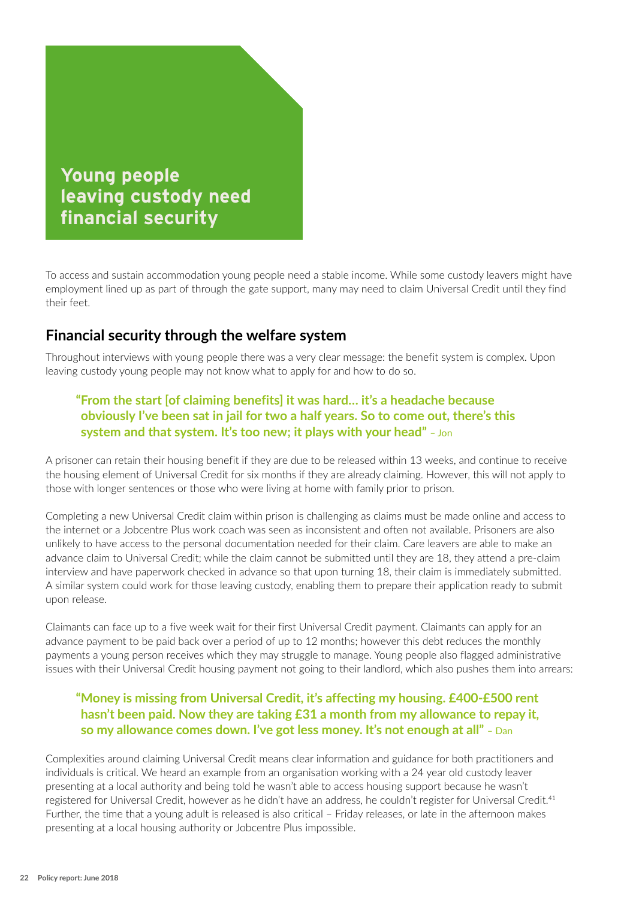# Young people leaving custody need financial security

To access and sustain accommodation young people need a stable income. While some custody leavers might have employment lined up as part of through the gate support, many may need to claim Universal Credit until they find their feet.

## Financial security through the welfare system

Throughout interviews with young people there was a very clear message: the benefit system is complex. Upon leaving custody young people may not know what to apply for and how to do so.

> **"From the start [of claiming benefits] it was hard… it's a headache because obviously I've been sat in jail for two a half years. So to come out, there's this system and that system. It's too new; it plays with your head"** – Jon

A prisoner can retain their housing benefit if they are due to be released within 13 weeks, and continue to receive the housing element of Universal Credit for six months if they are already claiming. However, this will not apply to those with longer sentences or those who were living at home with family prior to prison.

Completing a new Universal Credit claim within prison is challenging as claims must be made online and access to the internet or a Jobcentre Plus work coach was seen as inconsistent and often not available. Prisoners are also unlikely to have access to the personal documentation needed for their claim. Care leavers are able to make an advance claim to Universal Credit; while the claim cannot be submitted until they are 18, they attend a pre-claim interview and have paperwork checked in advance so that upon turning 18, their claim is immediately submitted. A similar system could work for those leaving custody, enabling them to prepare their application ready to submit upon release.

Claimants can face up to a five week wait for their first Universal Credit payment. Claimants can apply for an advance payment to be paid back over a period of up to 12 months; however this debt reduces the monthly payments a young person receives which they may struggle to manage. Young people also flagged administrative issues with their Universal Credit housing payment not going to their landlord, which also pushes them into arrears:

> **"Money is missing from Universal Credit, it's affecting my housing. £400-£500 rent hasn't been paid. Now they are taking £31 a month from my allowance to repay it, so my allowance comes down. I've got less money. It's not enough at all"** – Dan

Complexities around claiming Universal Credit means clear information and guidance for both practitioners and individuals is critical. We heard an example from an organisation working with a 24 year old custody leaver presenting at a local authority and being told he wasn't able to access housing support because he wasn't registered for Universal Credit, however as he didn't have an address, he couldn't register for Universal Credit.[41] Further, the time that a young adult is released is also critical – Friday releases, or late in the afternoon makes presenting at a local housing authority or Jobcentre Plus impossible.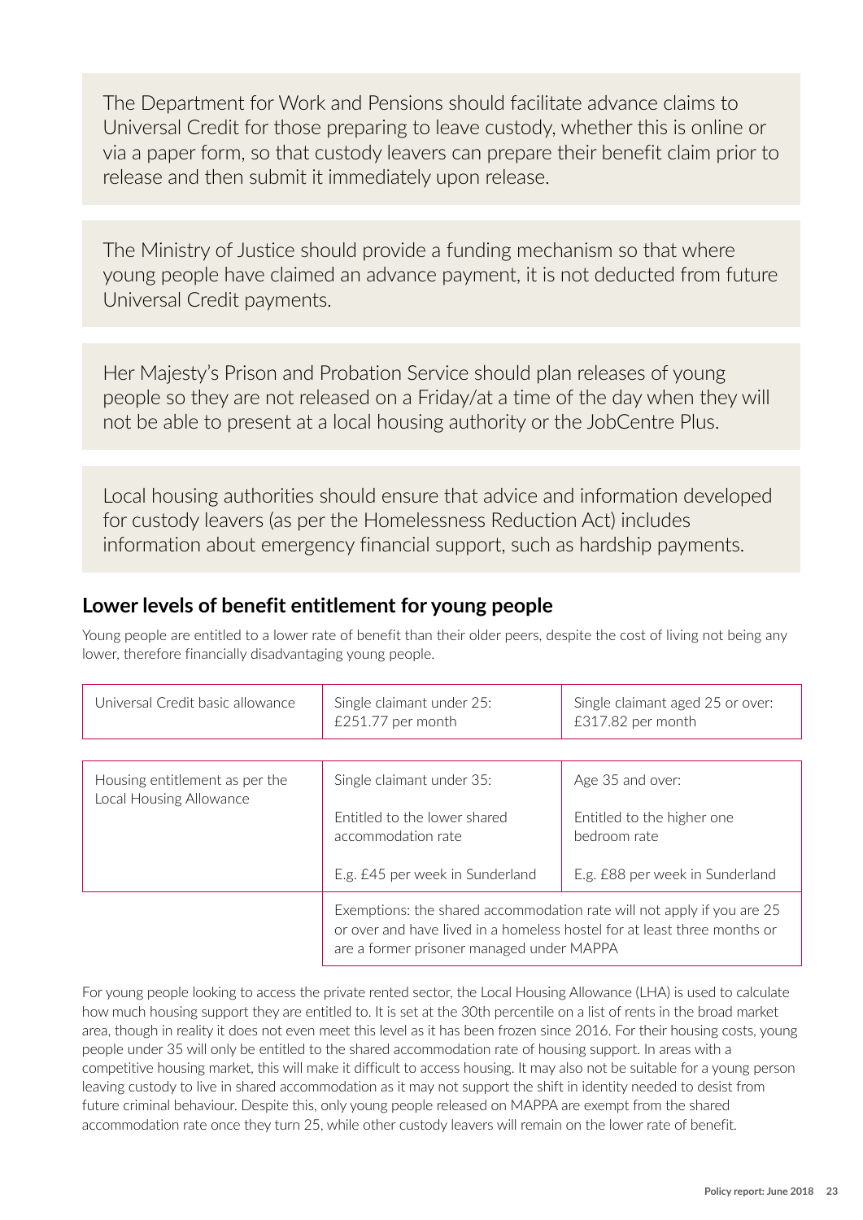The Department for Work and Pensions should facilitate advance claims to Universal Credit for those preparing to leave custody, whether this is online or via a paper form, so that custody leavers can prepare their benefit claim prior to release and then submit it immediately upon release.

The Ministry of Justice should provide a funding mechanism so that where young people have claimed an advance payment, it is not deducted from future Universal Credit payments.

Her Majesty's Prison and Probation Service should plan releases of young people so they are not released on a Friday/at a time of the day when they will not be able to present at a local housing authority or the JobCentre Plus.

Local housing authorities should ensure that advice and information developed for custody leavers (as per the Homelessness Reduction Act) includes information about emergency financial support, such as hardship payments.

## Lower levels of benefit entitlement for young people

Young people are entitled to a lower rate of benefit than their older peers, despite the cost of living not being any lower, therefore financially disadvantaging young people.

| | | |
|---|---|---|
| Universal Credit basic allowance | Single claimant under 25: £251.77 per month | Single claimant aged 25 or over: £317.82 per month |

| | | |
|---|---|---|
| Housing entitlement as per the Local Housing Allowance | Single claimant under 35: Entitled to the lower shared accommodation rate E.g. £45 per week in Sunderland | Age 35 and over: Entitled to the higher one bedroom rate E.g. £88 per week in Sunderland |
| | Exemptions: the shared accommodation rate will not apply if you are 25 or over and have lived in a homeless hostel for at least three months or are a former prisoner managed under MAPPA | |

For young people looking to access the private rented sector, the Local Housing Allowance (LHA) is used to calculate how much housing support they are entitled to. It is set at the 30th percentile on a list of rents in the broad market area, though in reality it does not even meet this level as it has been frozen since 2016. For their housing costs, young people under 35 will only be entitled to the shared accommodation rate of housing support. In areas with a competitive housing market, this will make it difficult to access housing. It may also not be suitable for a young person leaving custody to live in shared accommodation as it may not support the shift in identity needed to desist from future criminal behaviour. Despite this, only young people released on MAPPA are exempt from the shared accommodation rate once they turn 25, while other custody leavers will remain on the lower rate of benefit.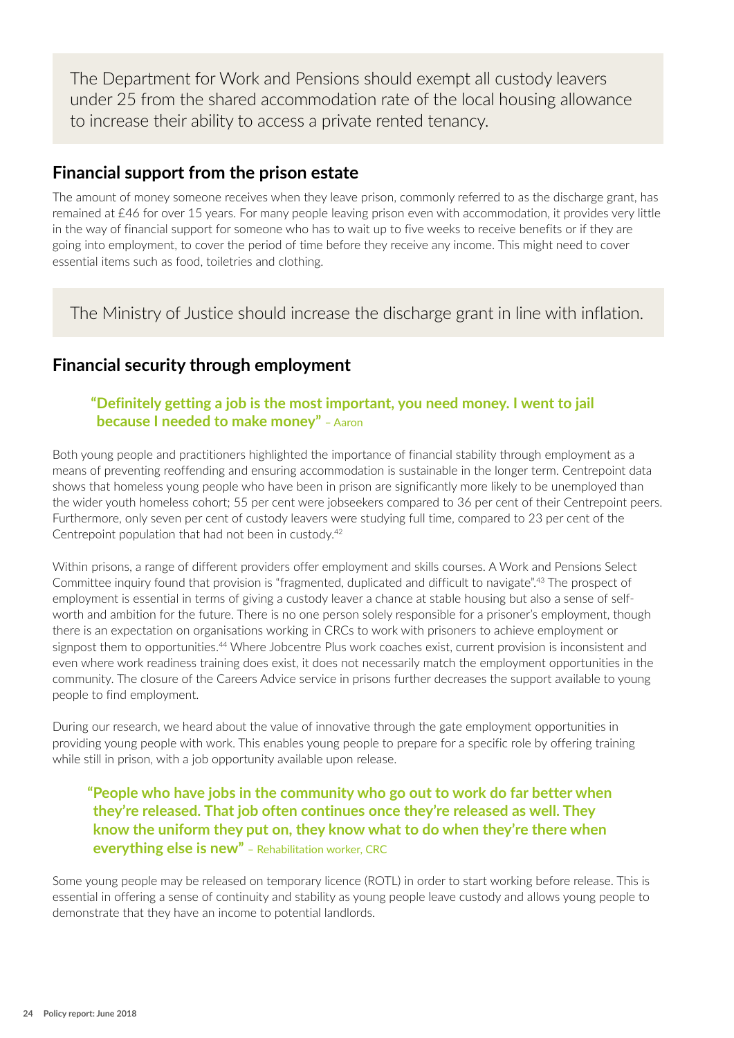> The Department for Work and Pensions should exempt all custody leavers under 25 from the shared accommodation rate of the local housing allowance to increase their ability to access a private rented tenancy.

## Financial support from the prison estate

The amount of money someone receives when they leave prison, commonly referred to as the discharge grant, has remained at £46 for over 15 years. For many people leaving prison even with accommodation, it provides very little in the way of financial support for someone who has to wait up to five weeks to receive benefits or if they are going into employment, to cover the period of time before they receive any income. This might need to cover essential items such as food, toiletries and clothing.

> The Ministry of Justice should increase the discharge grant in line with inflation.

## Financial security through employment

> **"Definitely getting a job is the most important, you need money. I went to jail because I needed to make money"** – Aaron

Both young people and practitioners highlighted the importance of financial stability through employment as a means of preventing reoffending and ensuring accommodation is sustainable in the longer term. Centrepoint data shows that homeless young people who have been in prison are significantly more likely to be unemployed than the wider youth homeless cohort; 55 per cent were jobseekers compared to 36 per cent of their Centrepoint peers. Furthermore, only seven per cent of custody leavers were studying full time, compared to 23 per cent of the Centrepoint population that had not been in custody.[42]

Within prisons, a range of different providers offer employment and skills courses. A Work and Pensions Select Committee inquiry found that provision is "fragmented, duplicated and difficult to navigate".[43] The prospect of employment is essential in terms of giving a custody leaver a chance at stable housing but also a sense of self-worth and ambition for the future. There is no one person solely responsible for a prisoner's employment, though there is an expectation on organisations working in CRCs to work with prisoners to achieve employment or signpost them to opportunities.[44] Where Jobcentre Plus work coaches exist, current provision is inconsistent and even where work readiness training does exist, it does not necessarily match the employment opportunities in the community. The closure of the Careers Advice service in prisons further decreases the support available to young people to find employment.

During our research, we heard about the value of innovative through the gate employment opportunities in providing young people with work. This enables young people to prepare for a specific role by offering training while still in prison, with a job opportunity available upon release.

> **"People who have jobs in the community who go out to work do far better when they're released. That job often continues once they're released as well. They know the uniform they put on, they know what to do when they're there when everything else is new"** – Rehabilitation worker, CRC

Some young people may be released on temporary licence (ROTL) in order to start working before release. This is essential in offering a sense of continuity and stability as young people leave custody and allows young people to demonstrate that they have an income to potential landlords.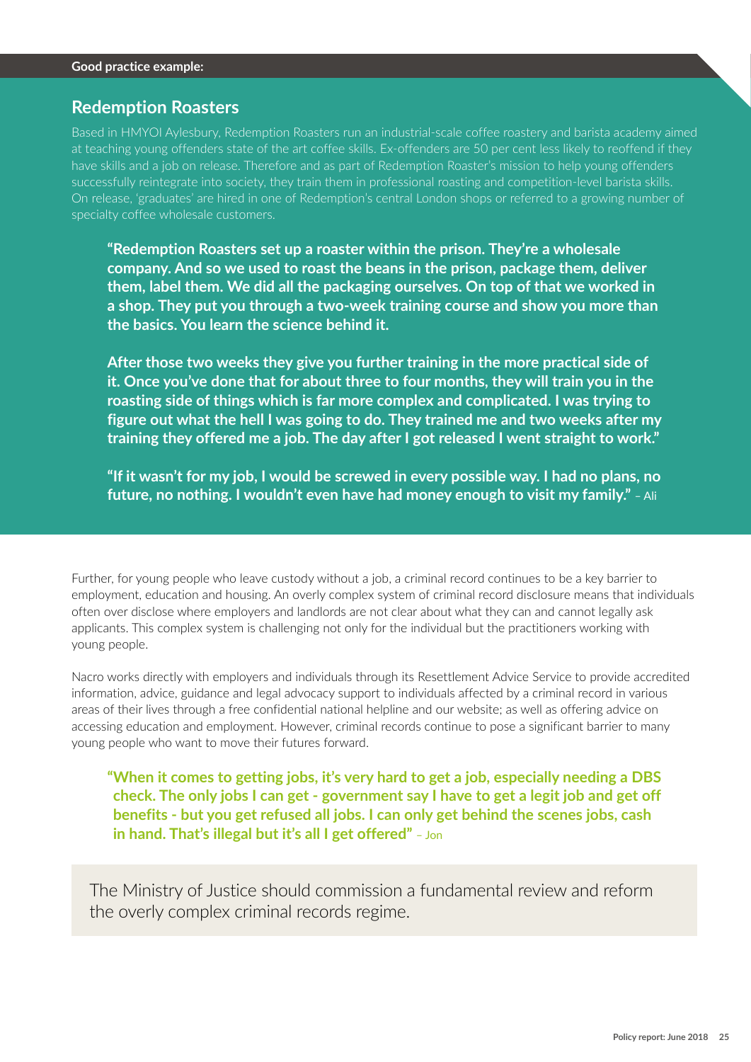**Good practice example:**

## Redemption Roasters

Based in HMYOI Aylesbury, Redemption Roasters run an industrial-scale coffee roastery and barista academy aimed at teaching young offenders state of the art coffee skills. Ex-offenders are 50 per cent less likely to reoffend if they have skills and a job on release. Therefore and as part of Redemption Roaster's mission to help young offenders successfully reintegrate into society, they train them in professional roasting and competition-level barista skills. On release, 'graduates' are hired in one of Redemption's central London shops or referred to a growing number of specialty coffee wholesale customers.

> **"Redemption Roasters set up a roaster within the prison. They're a wholesale company. And so we used to roast the beans in the prison, package them, deliver them, label them. We did all the packaging ourselves. On top of that we worked in a shop. They put you through a two-week training course and show you more than the basics. You learn the science behind it.**
>
> **After those two weeks they give you further training in the more practical side of it. Once you've done that for about three to four months, they will train you in the roasting side of things which is far more complex and complicated. I was trying to figure out what the hell I was going to do. They trained me and two weeks after my training they offered me a job. The day after I got released I went straight to work."**
>
> **"If it wasn't for my job, I would be screwed in every possible way. I had no plans, no future, no nothing. I wouldn't even have had money enough to visit my family."** – Ali

Further, for young people who leave custody without a job, a criminal record continues to be a key barrier to employment, education and housing. An overly complex system of criminal record disclosure means that individuals often over disclose where employers and landlords are not clear about what they can and cannot legally ask applicants. This complex system is challenging not only for the individual but the practitioners working with young people.

Nacro works directly with employers and individuals through its Resettlement Advice Service to provide accredited information, advice, guidance and legal advocacy support to individuals affected by a criminal record in various areas of their lives through a free confidential national helpline and our website; as well as offering advice on accessing education and employment. However, criminal records continue to pose a significant barrier to many young people who want to move their futures forward.

> **"When it comes to getting jobs, it's very hard to get a job, especially needing a DBS check. The only jobs I can get - government say I have to get a legit job and get off benefits - but you get refused all jobs. I can only get behind the scenes jobs, cash in hand. That's illegal but it's all I get offered"** – Jon

The Ministry of Justice should commission a fundamental review and reform the overly complex criminal records regime.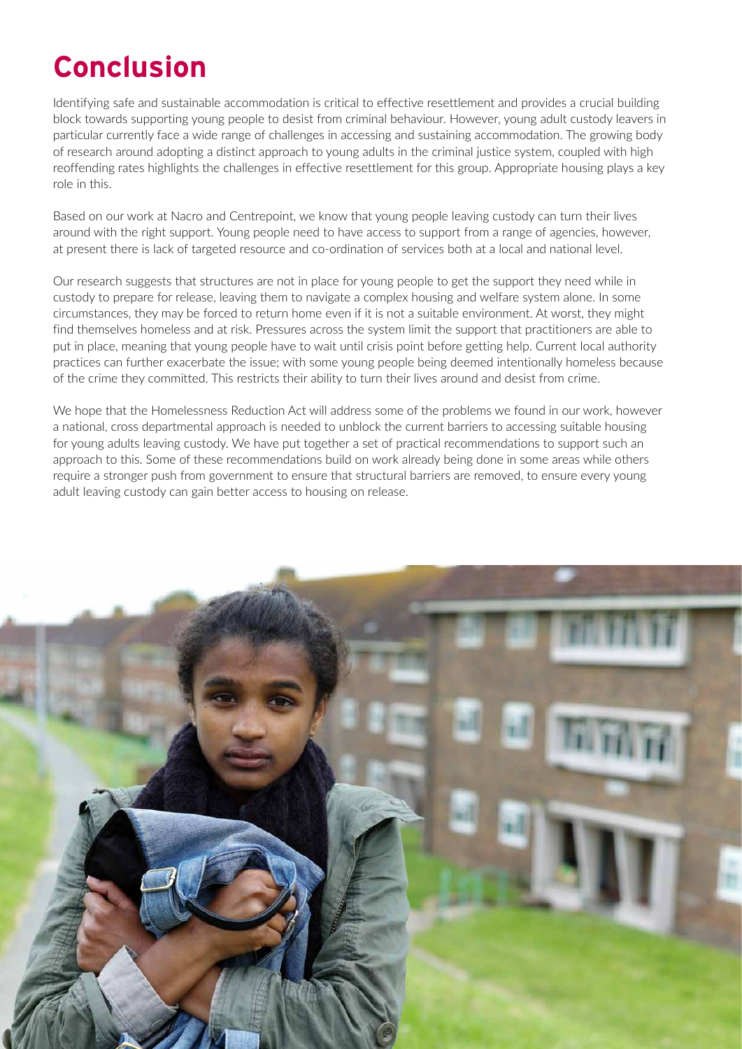# Conclusion

Identifying safe and sustainable accommodation is critical to effective resettlement and provides a crucial building block towards supporting young people to desist from criminal behaviour. However, young adult custody leavers in particular currently face a wide range of challenges in accessing and sustaining accommodation. The growing body of research around adopting a distinct approach to young adults in the criminal justice system, coupled with high reoffending rates highlights the challenges in effective resettlement for this group. Appropriate housing plays a key role in this.

Based on our work at Nacro and Centrepoint, we know that young people leaving custody can turn their lives around with the right support. Young people need to have access to support from a range of agencies, however, at present there is lack of targeted resource and co-ordination of services both at a local and national level.

Our research suggests that structures are not in place for young people to get the support they need while in custody to prepare for release, leaving them to navigate a complex housing and welfare system alone. In some circumstances, they may be forced to return home even if it is not a suitable environment. At worst, they might find themselves homeless and at risk. Pressures across the system limit the support that practitioners are able to put in place, meaning that young people have to wait until crisis point before getting help. Current local authority practices can further exacerbate the issue; with some young people being deemed intentionally homeless because of the crime they committed. This restricts their ability to turn their lives around and desist from crime.

We hope that the Homelessness Reduction Act will address some of the problems we found in our work, however a national, cross departmental approach is needed to unblock the current barriers to accessing suitable housing for young adults leaving custody. We have put together a set of practical recommendations to support such an approach to this. Some of these recommendations build on work already being done in some areas while others require a stronger push from government to ensure that structural barriers are removed, to ensure every young adult leaving custody can gain better access to housing on release.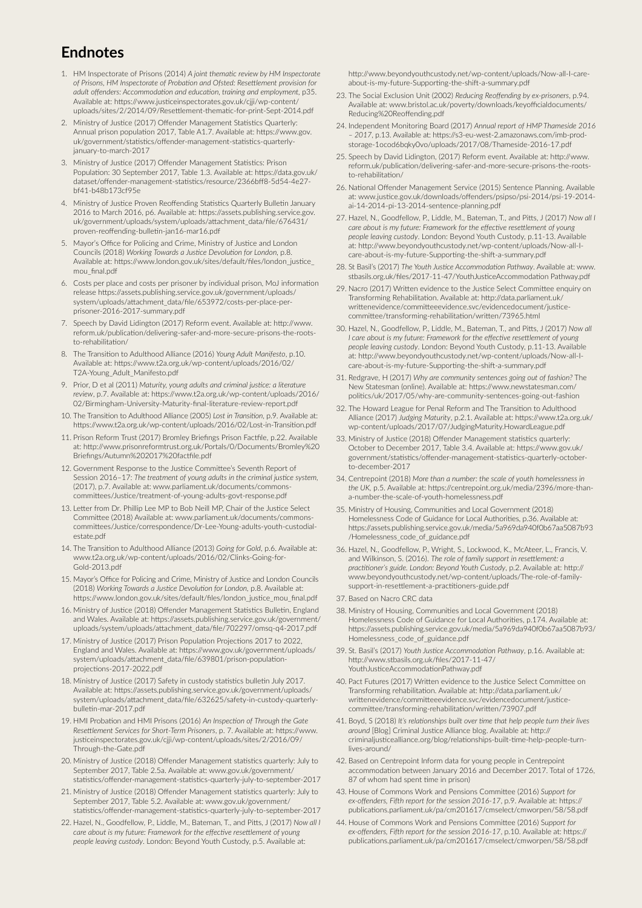# Endnotes

1. HM Inspectorate of Prisons (2014) *A joint thematic review by HM Inspectorate of Prisons, HM Inspectorate of Probation and Ofsted: Resettlement provision for adult offenders: Accommodation and education, training and employment*, p35. Available at: https://www.justiceinspectorates.gov.uk/cjji/wp-content/uploads/sites/2/2014/09/Resettlement-thematic-for-print-Sept-2014.pdf
2. Ministry of Justice (2017) Offender Management Statistics Quarterly: Annual prison population 2017, Table A1.7. Available at: https://www.gov.uk/government/statistics/offender-management-statistics-quarterly-january-to-march-2017
3. Ministry of Justice (2017) Offender Management Statistics: Prison Population: 30 September 2017, Table 1.3. Available at: https://data.gov.uk/dataset/offender-management-statistics/resource/2366bff8-5d54-4e27-bf41-b48b173cf95e
4. Ministry of Justice Proven Reoffending Statistics Quarterly Bulletin January 2016 to March 2016, p6. Available at: https://assets.publishing.service.gov.uk/government/uploads/system/uploads/attachment_data/file/676431/proven-reoffending-bulletin-jan16-mar16.pdf
5. Mayor's Office for Policing and Crime, Ministry of Justice and London Councils (2018) *Working Towards a Justice Devolution for London*, p.8. Available at: https://www.london.gov.uk/sites/default/files/london_justice_mou_final.pdf
6. Costs per place and costs per prisoner by individual prison, MoJ information release https://assets.publishing.service.gov.uk/government/uploads/system/uploads/attachment_data/file/653972/costs-per-place-per-prisoner-2016-2017-summary.pdf
7. Speech by David Lidington (2017) Reform event. Available at: http://www.reform.uk/publication/delivering-safer-and-more-secure-prisons-the-roots-to-rehabilitation/
8. The Transition to Adulthood Alliance (2016) *Young Adult Manifesto*, p.10. Available at: https://www.t2a.org.uk/wp-content/uploads/2016/02/T2A-Young_Adult_Manifesto.pdf
9. Prior, D et al (2011) *Maturity, young adults and criminal justice: a literature review*, p.7. Available at: https://www.t2a.org.uk/wp-content/uploads/2016/02/Birmingham-University-Maturity-final-literature-review-report.pdf
10. The Transition to Adulthood Alliance (2005) *Lost in Transition*, p.9. Available at: https://www.t2a.org.uk/wp-content/uploads/2016/02/Lost-in-Transition.pdf
11. Prison Reform Trust (2017) Bromley Briefings Prison Factfile, p.22. Available at: http://www.prisonreformtrust.org.uk/Portals/0/Documents/Bromley%20Briefings/Autumn%202017%20factfile.pdf
12. Government Response to the Justice Committee's Seventh Report of Session 2016–17: *The treatment of young adults in the criminal justice system*, (2017), p.7. Available at: www.parliament.uk/documents/commons-committees/Justice/treatment-of-young-adults-govt-response.pdf
13. Letter from Dr. Phillip Lee MP to Bob Neill MP, Chair of the Justice Select Committee (2018) Available at: www.parliament.uk/documents/commons-committees/Justice/correspondence/Dr-Lee-Young-adults-youth-custodial-estate.pdf
14. The Transition to Adulthood Alliance (2013) *Going for Gold*, p.6. Available at: www.t2a.org.uk/wp-content/uploads/2016/02/Clinks-Going-for-Gold-2013.pdf
15. Mayor's Office for Policing and Crime, Ministry of Justice and London Councils (2018) *Working Towards a Justice Devolution for London*, p.8. Available at: https://www.london.gov.uk/sites/default/files/london_justice_mou_final.pdf
16. Ministry of Justice (2018) Offender Management Statistics Bulletin, England and Wales. Available at: https://assets.publishing.service.gov.uk/government/uploads/system/uploads/attachment_data/file/702297/omsq-q4-2017.pdf
17. Ministry of Justice (2017) Prison Population Projections 2017 to 2022, England and Wales. Available at: https://www.gov.uk/government/uploads/system/uploads/attachment_data/file/639801/prison-population-projections-2017-2022.pdf
18. Ministry of Justice (2017) Safety in custody statistics bulletin July 2017. Available at: https://assets.publishing.service.gov.uk/government/uploads/system/uploads/attachment_data/file/632625/safety-in-custody-quarterly-bulletin-mar-2017.pdf
19. HMI Probation and HMI Prisons (2016) *An Inspection of Through the Gate Resettlement Services for Short-Term Prisoners*, p. 7. Available at: https://www.justiceinspectorates.gov.uk/cjji/wp-content/uploads/sites/2/2016/09/Through-the-Gate.pdf
20. Ministry of Justice (2018) Offender Management statistics quarterly: July to September 2017, Table 2.5a. Available at: www.gov.uk/government/statistics/offender-management-statistics-quarterly-july-to-september-2017
21. Ministry of Justice (2018) Offender Management statistics quarterly: July to September 2017, Table 5.2. Available at: www.gov.uk/government/statistics/offender-management-statistics-quarterly-july-to-september-2017
22. Hazel, N., Goodfellow, P., Liddle, M., Bateman, T., and Pitts, J (2017) *Now all I care about is my future: Framework for the effective resettlement of young people leaving custody*. London: Beyond Youth Custody, p.5. Available at: http://www.beyondyouthcustody.net/wp-content/uploads/Now-all-I-care-about-is-my-future-Supporting-the-shift-a-summary.pdf
23. The Social Exclusion Unit (2002) *Reducing Reoffending by ex-prisoners*, p.94. Available at: www.bristol.ac.uk/poverty/downloads/keyofficialdocuments/Reducing%20Reoffending.pdf
24. Independent Monitoring Board (2017) *Annual report of HMP Thameside 2016 – 2017*, p.13. Available at: https://s3-eu-west-2.amazonaws.com/imb-prod-storage-1ocod6bqky0vo/uploads/2017/08/Thameside-2016-17.pdf
25. Speech by David Lidington, (2017) Reform event. Available at: http://www.reform.uk/publication/delivering-safer-and-more-secure-prisons-the-roots-to-rehabilitation/
26. National Offender Management Service (2015) Sentence Planning. Available at: www.justice.gov.uk/downloads/offenders/psipso/psi-2014/psi-19-2014-ai-14-2014-pi-13-2014-sentence-planning.pdf
27. Hazel, N., Goodfellow, P., Liddle, M., Bateman, T., and Pitts, J (2017) *Now all I care about is my future: Framework for the effective resettlement of young people leaving custody*. London: Beyond Youth Custody, p.11-13. Available at: http://www.beyondyouthcustody.net/wp-content/uploads/Now-all-I-care-about-is-my-future-Supporting-the-shift-a-summary.pdf
28. St Basil's (2017) *The Youth Justice Accommodation Pathway*. Available at: www.stbasils.org.uk/files/2017-11-47/YouthJusticeAccommodation Pathway.pdf
29. Nacro (2017) Written evidence to the Justice Select Committee enquiry on Transforming Rehabilitation. Available at: http://data.parliament.uk/writtenevidence/committeeevidence.svc/evidencedocument/justice-committee/transforming-rehabilitation/written/73965.html
30. Hazel, N., Goodfellow, P., Liddle, M., Bateman, T., and Pitts, J (2017) *Now all I care about is my future: Framework for the effective resettlement of young people leaving custody*. London: Beyond Youth Custody, p.11-13. Available at: http://www.beyondyouthcustody.net/wp-content/uploads/Now-all-I-care-about-is-my-future-Supporting-the-shift-a-summary.pdf
31. Redgrave, H (2017) *Why are community sentences going out of fashion?* The New Statesman (online). Available at: https://www.newstatesman.com/politics/uk/2017/05/why-are-community-sentences-going-out-fashion
32. The Howard League for Penal Reform and The Transition to Adulthood Alliance (2017) *Judging Maturity*, p.2.1. Available at: https://www.t2a.org.uk/wp-content/uploads/2017/07/JudgingMaturity.HowardLeague.pdf
33. Ministry of Justice (2018) Offender Management statistics quarterly: October to December 2017, Table 3.4. Available at: https://www.gov.uk/government/statistics/offender-management-statistics-quarterly-october-to-december-2017
34. Centrepoint (2018) *More than a number: the scale of youth homelessness in the UK*, p.5. Available at: https://centrepoint.org.uk/media/2396/more-than-a-number-the-scale-of-youth-homelessness.pdf
35. Ministry of Housing, Communities and Local Government (2018) Homelessness Code of Guidance for Local Authorities, p.36. Available at: https://assets.publishing.service.gov.uk/media/5a969da940f0b67aa5087b93/Homelessness_code_of_guidance.pdf
36. Hazel, N., Goodfellow, P., Wright, S., Lockwood, K., McAteer, L., Francis, V. and Wilkinson, S. (2016). *The role of family support in resettlement: a practitioner's guide. London: Beyond Youth Custody*, p.2. Available at: http://www.beyondyouthcustody.net/wp-content/uploads/The-role-of-family-support-in-resettlement-a-practitioners-guide.pdf
37. Based on Nacro CRC data
38. Ministry of Housing, Communities and Local Government (2018) Homelessness Code of Guidance for Local Authorities, p.174. Available at: https://assets.publishing.service.gov.uk/media/5a969da940f0b67aa5087b93/Homelessness_code_of_guidance.pdf
39. St. Basil's (2017) *Youth Justice Accommodation Pathway*, p.16. Available at: http://www.stbasils.org.uk/files/2017-11-47/YouthJusticeAccommodationPathway.pdf
40. Pact Futures (2017) Written evidence to the Justice Select Committee on Transforming rehabilitation. Available at: http://data.parliament.uk/writtenevidence/committeeevidence.svc/evidencedocument/justice-committee/transforming-rehabilitation/written/73907.pdf
41. Boyd, S (2018) *It's relationships built over time that help people turn their lives around* [Blog] Criminal Justice Alliance blog. Available at: http://criminaljusticealliance.org/blog/relationships-built-time-help-people-turn-lives-around/
42. Based on Centrepoint Inform data for young people in Centrepoint accommodation between January 2016 and December 2017. Total of 1726, 87 of whom had spent time in prison)
43. House of Commons Work and Pensions Committee (2016) *Support for ex-offenders, Fifth report for the session 2016-17*, p.9. Available at: https://publications.parliament.uk/pa/cm201617/cmselect/cmworpen/58/58.pdf
44. House of Commons Work and Pensions Committee (2016) *Support for ex-offenders, Fifth report for the session 2016-17*, p.10. Available at: https://publications.parliament.uk/pa/cm201617/cmselect/cmworpen/58/58.pdf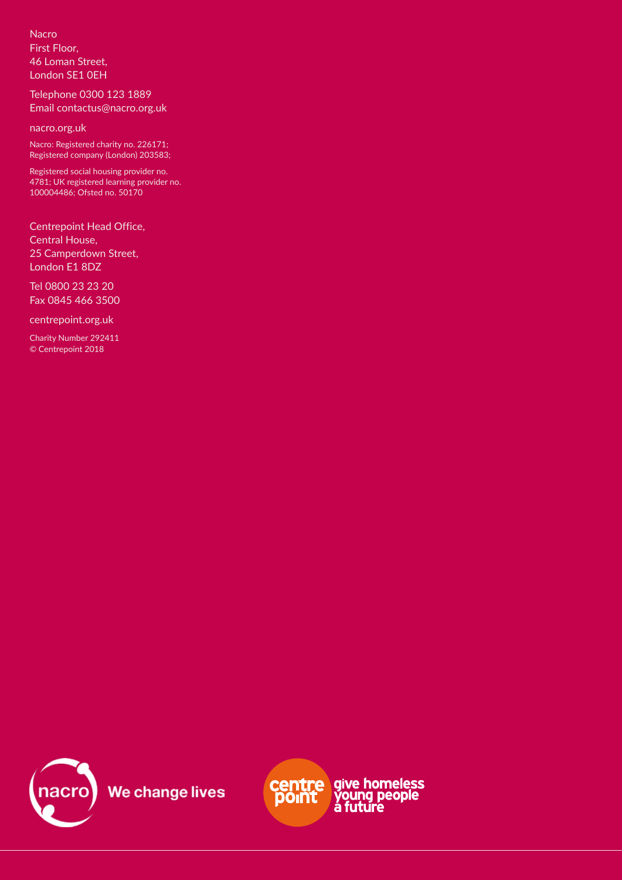Nacro
First Floor,
46 Loman Street,
London SE1 0EH

Telephone 0300 123 1889
Email contactus@nacro.org.uk

nacro.org.uk

Nacro: Registered charity no. 226171; Registered company (London) 203583;

Registered social housing provider no. 4781; UK registered learning provider no. 100004486; Ofsted no. 50170

Centrepoint Head Office,
Central House,
25 Camperdown Street,
London E1 8DZ

Tel 0800 23 23 20
Fax 0845 466 3500

centrepoint.org.uk

Charity Number 292411
© Centrepoint 2018

nacro We change lives

centre point give homeless young people a future